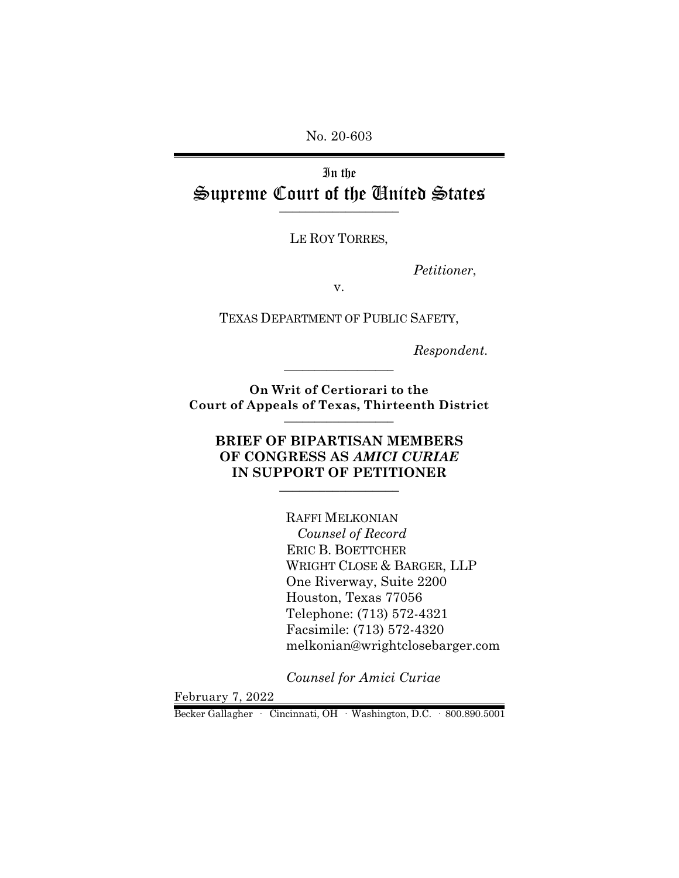No. 20-603

# In the Supreme Court of the United States

LE ROY TORRES,

*Petitioner*,

v.

TEXAS DEPARTMENT OF PUBLIC SAFETY,

*Respondent.*

**On Writ of Certiorari to the Court of Appeals of Texas, Thirteenth District**

## BRIEF OF BIPARTISAN MEMBERS OF CONGRESS AS *AMICI CURIAE* IN SUPPORT OF PETITIONER

RAFFI MELKONIAN
*Counsel of Record*
ERIC B. BOETTCHER
WRIGHT CLOSE & BARGER, LLP
One Riverway, Suite 2200
Houston, Texas 77056
Telephone: (713) 572-4321
Facsimile: (713) 572-4320
melkonian@wrightclosebarger.com

*Counsel for Amici Curiae*

February 7, 2022

Becker Gallagher · Cincinnati, OH · Washington, D.C. · 800.890.5001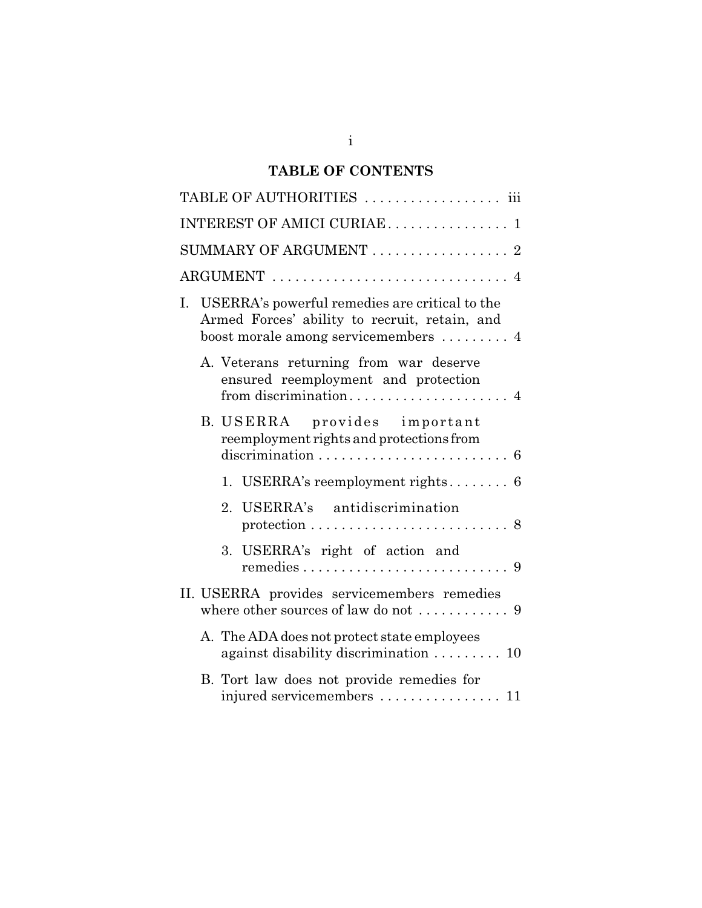# TABLE OF CONTENTS

TABLE OF AUTHORITIES . . . . . . . . . . . . . . . . . . iii

INTEREST OF AMICI CURIAE . . . . . . . . . . . . . . . . 1

SUMMARY OF ARGUMENT . . . . . . . . . . . . . . . . . . 2

ARGUMENT . . . . . . . . . . . . . . . . . . . . . . . . . . . . . . . 4

I. USERRA's powerful remedies are critical to the Armed Forces' ability to recruit, retain, and boost morale among servicemembers . . . . . . . . . 4

   A. Veterans returning from war deserve ensured reemployment and protection from discrimination . . . . . . . . . . . . . . . . . . . . . 4

   B. USERRA provides important reemployment rights and protections from discrimination . . . . . . . . . . . . . . . . . . . . . . . . . 6

      1. USERRA's reemployment rights . . . . . . . . 6

      2. USERRA's antidiscrimination protection . . . . . . . . . . . . . . . . . . . . . . . . . . 8

      3. USERRA's right of action and remedies . . . . . . . . . . . . . . . . . . . . . . . . . . . 9

II. USERRA provides servicemembers remedies where other sources of law do not . . . . . . . . . . . . 9

   A. The ADA does not protect state employees against disability discrimination . . . . . . . . . 10

   B. Tort law does not provide remedies for injured servicemembers . . . . . . . . . . . . . . . . 11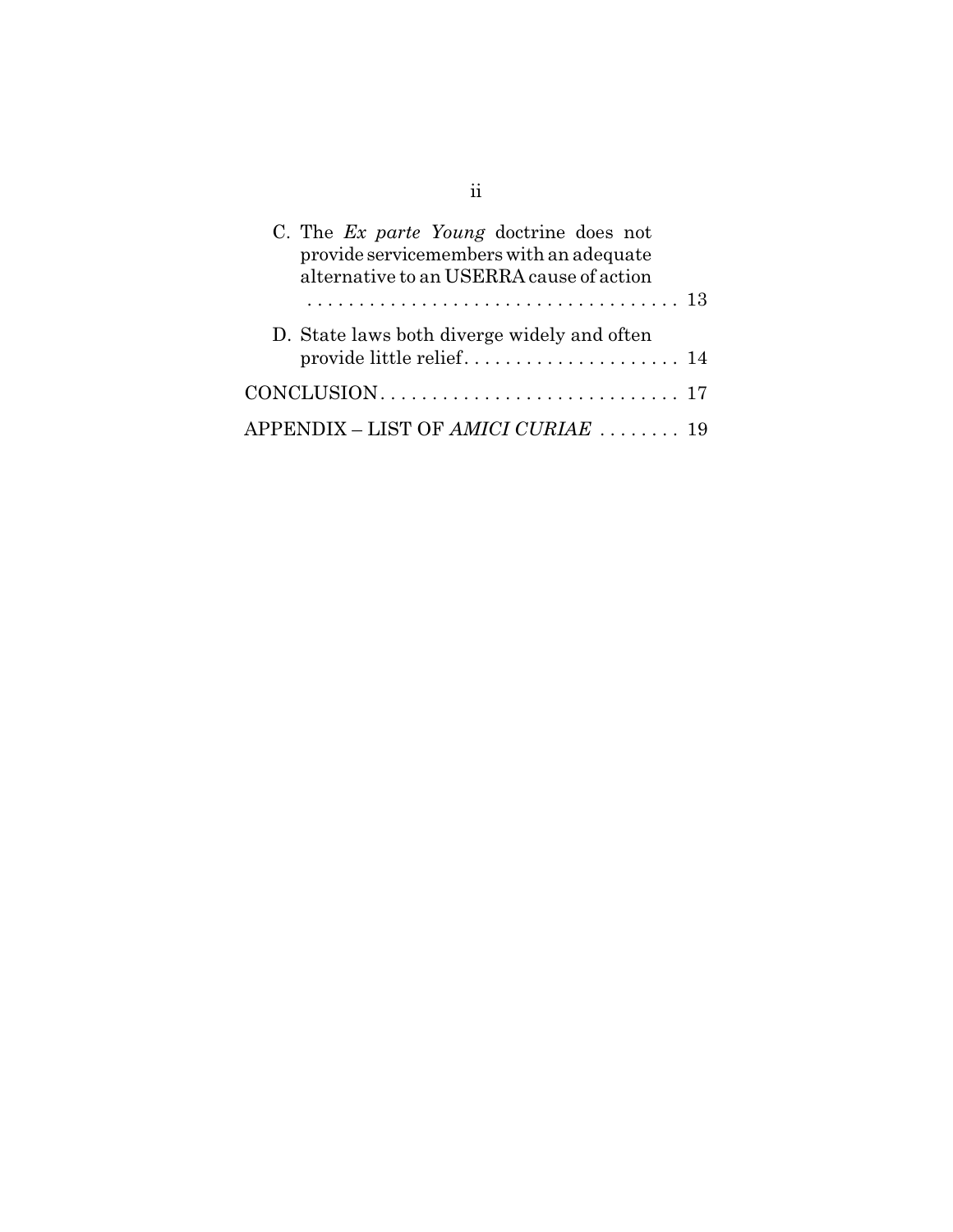C. The *Ex parte Young* doctrine does not provide servicemembers with an adequate alternative to an USERRA cause of action . . . . . . . . . . . . . . . . . . . . . . . . . . . . . . . . . . . . 13

D. State laws both diverge widely and often provide little relief. . . . . . . . . . . . . . . . . . . . . 14

CONCLUSION. . . . . . . . . . . . . . . . . . . . . . . . . . . . . 17

APPENDIX – LIST OF *AMICI CURIAE* . . . . . . . . 19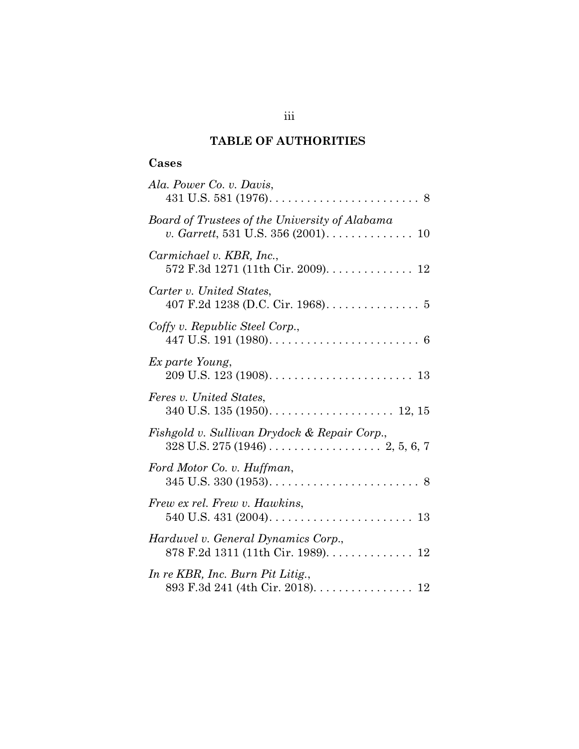## TABLE OF AUTHORITIES

### Cases

*Ala. Power Co. v. Davis*,
431 U.S. 581 (1976). . . . . . . . . . . . . . . . . . . . . . . . 8

*Board of Trustees of the University of Alabama v. Garrett*, 531 U.S. 356 (2001). . . . . . . . . . . . . . 10

*Carmichael v. KBR, Inc.*,
572 F.3d 1271 (11th Cir. 2009). . . . . . . . . . . . . . 12

*Carter v. United States*,
407 F.2d 1238 (D.C. Cir. 1968). . . . . . . . . . . . . . . 5

*Coffy v. Republic Steel Corp.*,
447 U.S. 191 (1980). . . . . . . . . . . . . . . . . . . . . . . . 6

*Ex parte Young*,
209 U.S. 123 (1908). . . . . . . . . . . . . . . . . . . . . . . 13

*Feres v. United States*,
340 U.S. 135 (1950). . . . . . . . . . . . . . . . . . . . 12, 15

*Fishgold v. Sullivan Drydock & Repair Corp.*,
328 U.S. 275 (1946) . . . . . . . . . . . . . . . . . . 2, 5, 6, 7

*Ford Motor Co. v. Huffman*,
345 U.S. 330 (1953). . . . . . . . . . . . . . . . . . . . . . . . 8

*Frew ex rel. Frew v. Hawkins*,
540 U.S. 431 (2004). . . . . . . . . . . . . . . . . . . . . . . 13

*Harduvel v. General Dynamics Corp.*,
878 F.2d 1311 (11th Cir. 1989). . . . . . . . . . . . . . 12

*In re KBR, Inc. Burn Pit Litig.*,
893 F.3d 241 (4th Cir. 2018). . . . . . . . . . . . . . . . 12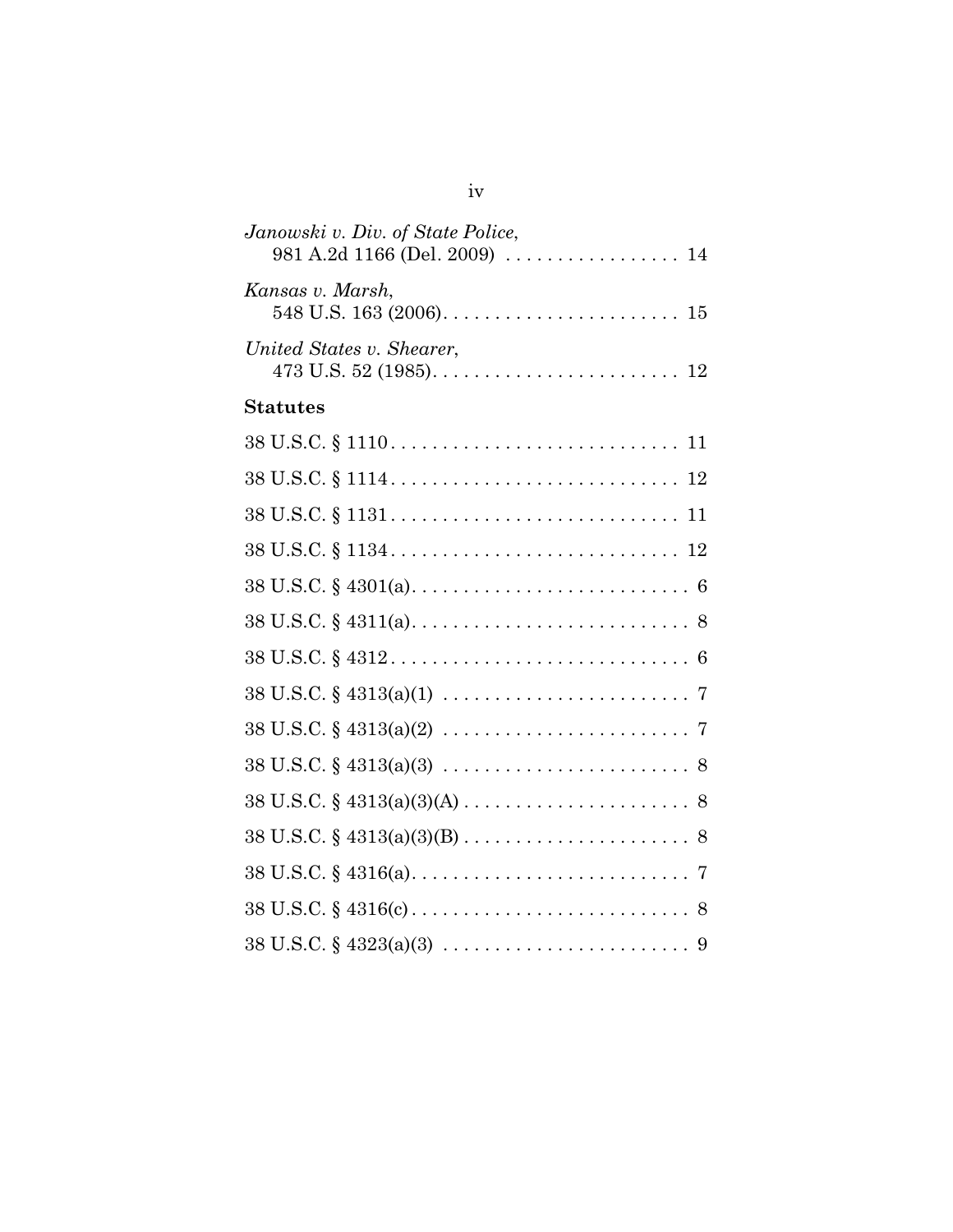*Janowski v. Div. of State Police*,
981 A.2d 1166 (Del. 2009) . . . . . . . . . . . . . . . . . 14

*Kansas v. Marsh*,
548 U.S. 163 (2006). . . . . . . . . . . . . . . . . . . . . . . 15

*United States v. Shearer*,
473 U.S. 52 (1985). . . . . . . . . . . . . . . . . . . . . . . . 12

**Statutes**

38 U.S.C. § 1110 . . . . . . . . . . . . . . . . . . . . . . . . . . . . 11

38 U.S.C. § 1114 . . . . . . . . . . . . . . . . . . . . . . . . . . . . 12

38 U.S.C. § 1131 . . . . . . . . . . . . . . . . . . . . . . . . . . . . 11

38 U.S.C. § 1134 . . . . . . . . . . . . . . . . . . . . . . . . . . . . 12

38 U.S.C. § 4301(a). . . . . . . . . . . . . . . . . . . . . . . . . . . 6

38 U.S.C. § 4311(a). . . . . . . . . . . . . . . . . . . . . . . . . . . 8

38 U.S.C. § 4312 . . . . . . . . . . . . . . . . . . . . . . . . . . . . 6

38 U.S.C. § 4313(a)(1) . . . . . . . . . . . . . . . . . . . . . . . . 7

38 U.S.C. § 4313(a)(2) . . . . . . . . . . . . . . . . . . . . . . . . 7

38 U.S.C. § 4313(a)(3) . . . . . . . . . . . . . . . . . . . . . . . . 8

38 U.S.C. § 4313(a)(3)(A) . . . . . . . . . . . . . . . . . . . . . . 8

38 U.S.C. § 4313(a)(3)(B) . . . . . . . . . . . . . . . . . . . . . . 8

38 U.S.C. § 4316(a). . . . . . . . . . . . . . . . . . . . . . . . . . . 7

38 U.S.C. § 4316(c) . . . . . . . . . . . . . . . . . . . . . . . . . . . 8

38 U.S.C. § 4323(a)(3) . . . . . . . . . . . . . . . . . . . . . . . . 9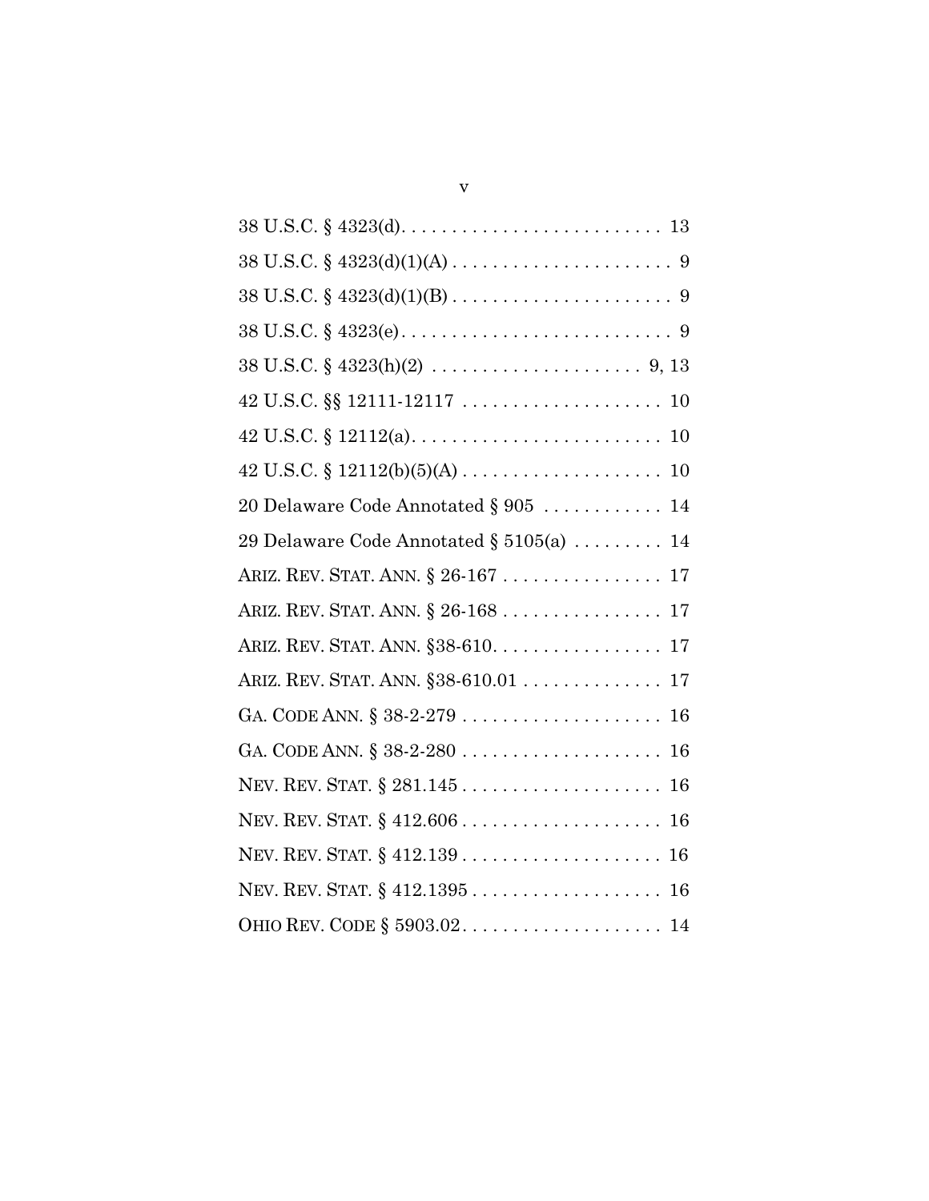38 U.S.C. § 4323(d). . . . . . . . . . . . . . . . . . . . . . . . . . 13

38 U.S.C. § 4323(d)(1)(A) . . . . . . . . . . . . . . . . . . . . . . 9

38 U.S.C. § 4323(d)(1)(B) . . . . . . . . . . . . . . . . . . . . . . 9

38 U.S.C. § 4323(e). . . . . . . . . . . . . . . . . . . . . . . . . . . 9

38 U.S.C. § 4323(h)(2) . . . . . . . . . . . . . . . . . . . . . 9, 13

42 U.S.C. §§ 12111-12117 . . . . . . . . . . . . . . . . . . . . 10

42 U.S.C. § 12112(a). . . . . . . . . . . . . . . . . . . . . . . . . 10

42 U.S.C. § 12112(b)(5)(A) . . . . . . . . . . . . . . . . . . . . 10

20 Delaware Code Annotated § 905 . . . . . . . . . . . . 14

29 Delaware Code Annotated § 5105(a) . . . . . . . . . 14

ARIZ. REV. STAT. ANN. § 26-167 . . . . . . . . . . . . . . . . 17

ARIZ. REV. STAT. ANN. § 26-168 . . . . . . . . . . . . . . . . 17

ARIZ. REV. STAT. ANN. §38-610. . . . . . . . . . . . . . . . . 17

ARIZ. REV. STAT. ANN. §38-610.01 . . . . . . . . . . . . . . 17

GA. CODE ANN. § 38-2-279 . . . . . . . . . . . . . . . . . . . . 16

GA. CODE ANN. § 38-2-280 . . . . . . . . . . . . . . . . . . . . 16

NEV. REV. STAT. § 281.145 . . . . . . . . . . . . . . . . . . . . 16

NEV. REV. STAT. § 412.606 . . . . . . . . . . . . . . . . . . . . 16

NEV. REV. STAT. § 412.139 . . . . . . . . . . . . . . . . . . . . 16

NEV. REV. STAT. § 412.1395 . . . . . . . . . . . . . . . . . . . 16

OHIO REV. CODE § 5903.02. . . . . . . . . . . . . . . . . . . . 14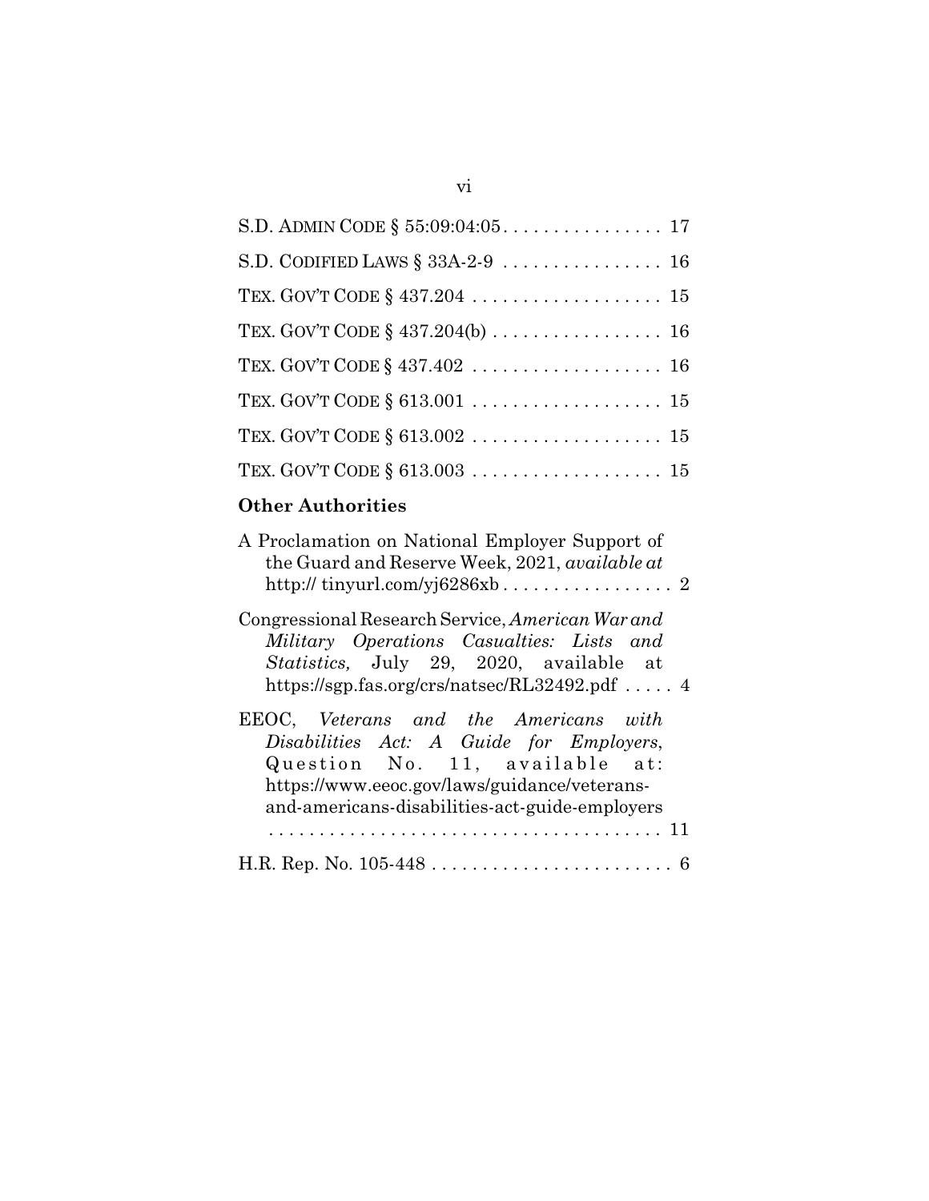S.D. ADMIN CODE § 55:09:04:05 . . . . . . . . . . . . . . . . 17

S.D. CODIFIED LAWS § 33A-2-9 . . . . . . . . . . . . . . . . 16

TEX. GOV'T CODE § 437.204 . . . . . . . . . . . . . . . . . . . 15

TEX. GOV'T CODE § 437.204(b) . . . . . . . . . . . . . . . . . 16

TEX. GOV'T CODE § 437.402 . . . . . . . . . . . . . . . . . . . 16

TEX. GOV'T CODE § 613.001 . . . . . . . . . . . . . . . . . . . 15

TEX. GOV'T CODE § 613.002 . . . . . . . . . . . . . . . . . . . 15

TEX. GOV'T CODE § 613.003 . . . . . . . . . . . . . . . . . . . 15

**Other Authorities**

A Proclamation on National Employer Support of the Guard and Reserve Week, 2021, *available at* http:// tinyurl.com/yj6286xb . . . . . . . . . . . . . . . . . 2

Congressional Research Service, *American War and Military Operations Casualties: Lists and Statistics,* July 29, 2020, available at https://sgp.fas.org/crs/natsec/RL32492.pdf . . . . . 4

EEOC, *Veterans and the Americans with Disabilities Act: A Guide for Employers*, Question No. 11, available at: https://www.eeoc.gov/laws/guidance/veterans-and-americans-disabilities-act-guide-employers . . . . . . . . . . . . . . . . . . . . . . . . . . . . . . . . . . . . . . . 11

H.R. Rep. No. 105-448 . . . . . . . . . . . . . . . . . . . . . . . . 6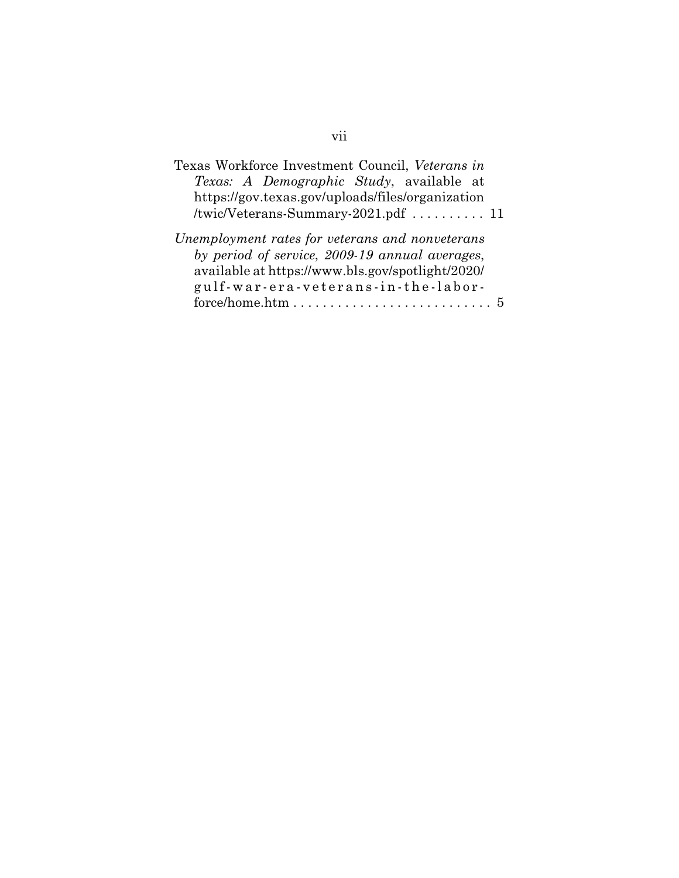Texas Workforce Investment Council, *Veterans in Texas: A Demographic Study*, available at https://gov.texas.gov/uploads/files/organization/twic/Veterans-Summary-2021.pdf . . . . . . . . . . 11

*Unemployment rates for veterans and nonveterans by period of service, 2009-19 annual averages*, available at https://www.bls.gov/spotlight/2020/gulf-war-era-veterans-in-the-labor-force/home.htm . . . . . . . . . . . . . . . . . . . . . . . . . . 5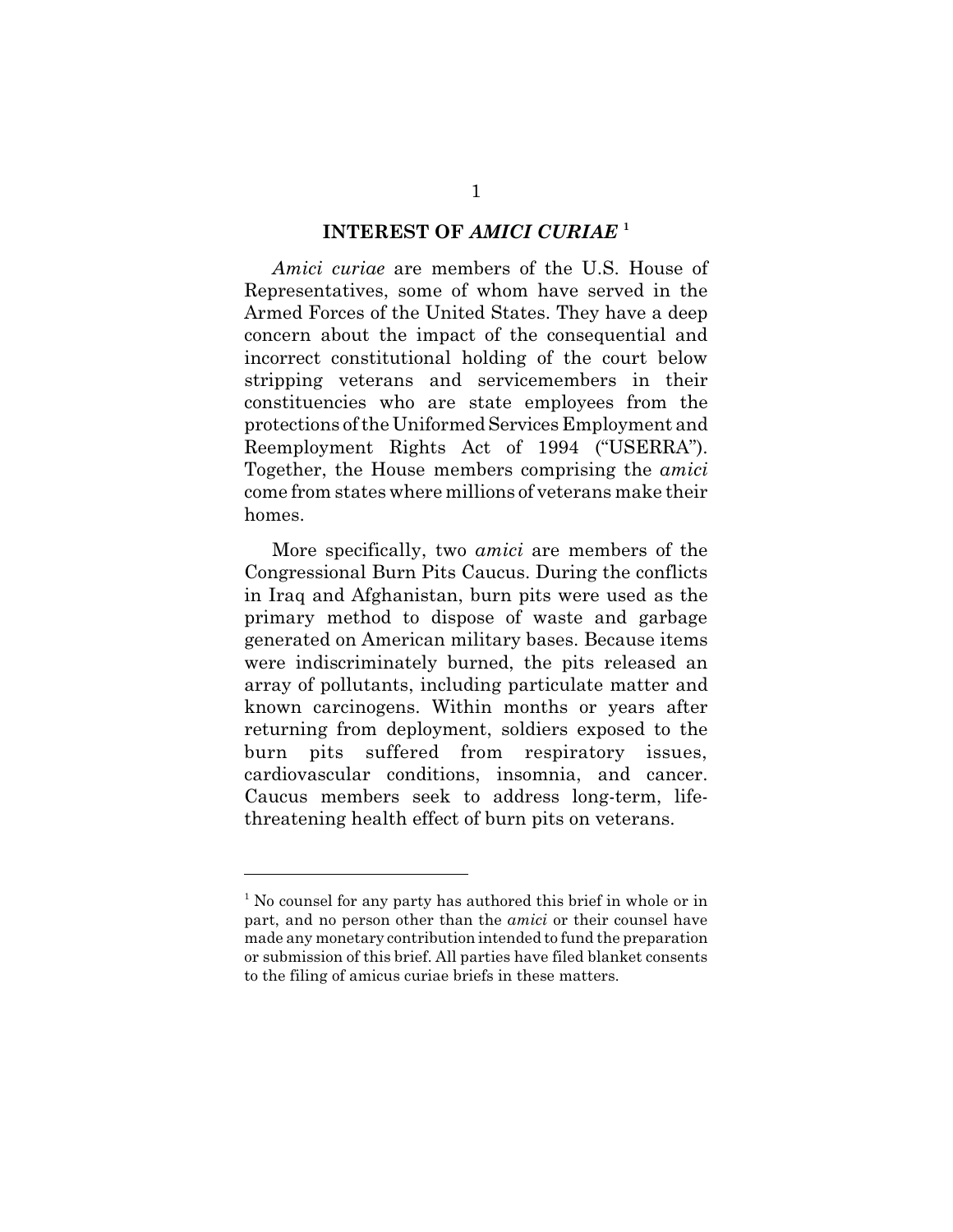## INTEREST OF *AMICI CURIAE* [1]

*Amici curiae* are members of the U.S. House of Representatives, some of whom have served in the Armed Forces of the United States. They have a deep concern about the impact of the consequential and incorrect constitutional holding of the court below stripping veterans and servicemembers in their constituencies who are state employees from the protections of the Uniformed Services Employment and Reemployment Rights Act of 1994 ("USERRA"). Together, the House members comprising the *amici* come from states where millions of veterans make their homes.

More specifically, two *amici* are members of the Congressional Burn Pits Caucus. During the conflicts in Iraq and Afghanistan, burn pits were used as the primary method to dispose of waste and garbage generated on American military bases. Because items were indiscriminately burned, the pits released an array of pollutants, including particulate matter and known carcinogens. Within months or years after returning from deployment, soldiers exposed to the burn pits suffered from respiratory issues, cardiovascular conditions, insomnia, and cancer. Caucus members seek to address long-term, life-threatening health effect of burn pits on veterans.

---

[1] No counsel for any party has authored this brief in whole or in part, and no person other than the *amici* or their counsel have made any monetary contribution intended to fund the preparation or submission of this brief. All parties have filed blanket consents to the filing of amicus curiae briefs in these matters.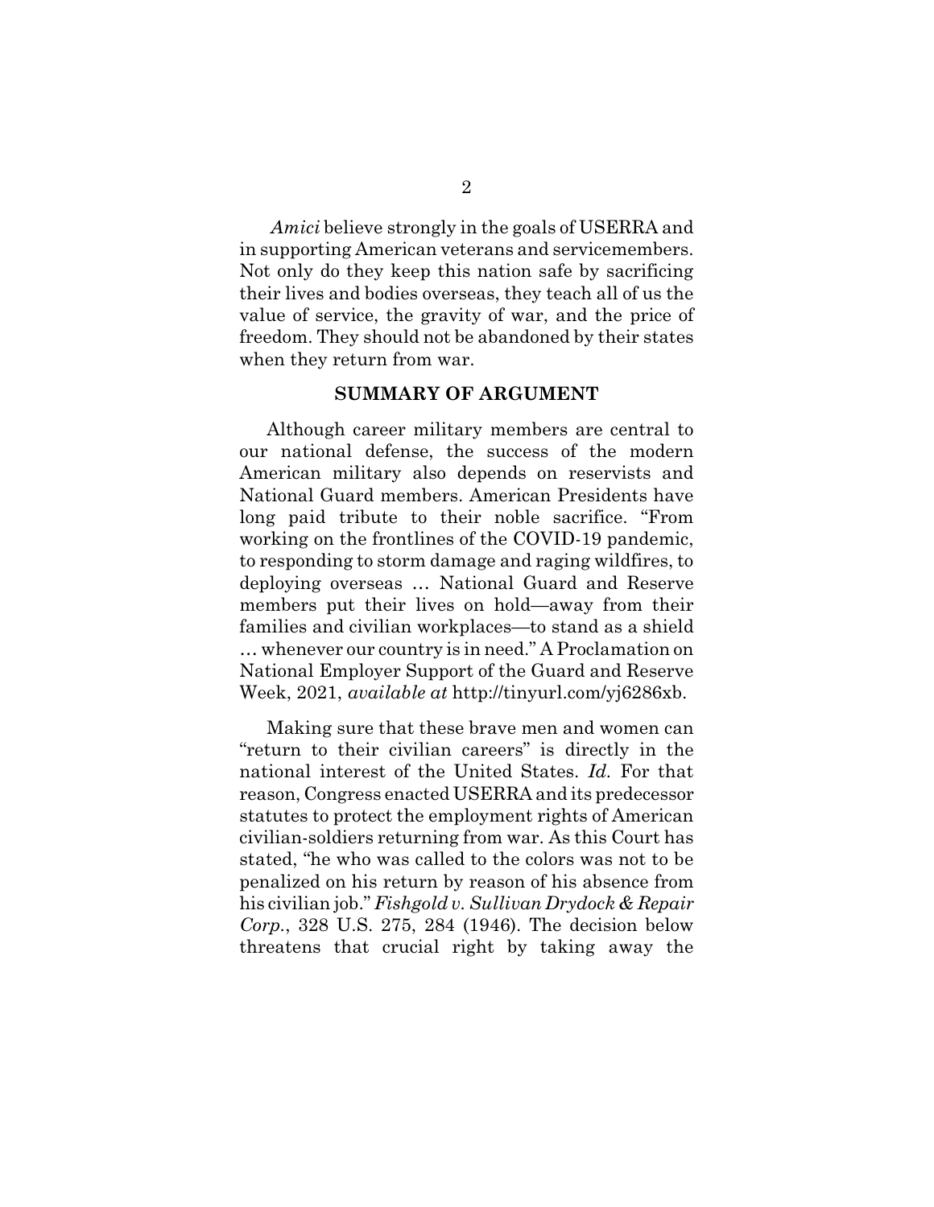*Amici* believe strongly in the goals of USERRA and in supporting American veterans and servicemembers. Not only do they keep this nation safe by sacrificing their lives and bodies overseas, they teach all of us the value of service, the gravity of war, and the price of freedom. They should not be abandoned by their states when they return from war.

## SUMMARY OF ARGUMENT

Although career military members are central to our national defense, the success of the modern American military also depends on reservists and National Guard members. American Presidents have long paid tribute to their noble sacrifice. "From working on the frontlines of the COVID-19 pandemic, to responding to storm damage and raging wildfires, to deploying overseas … National Guard and Reserve members put their lives on hold—away from their families and civilian workplaces—to stand as a shield … whenever our country is in need." A Proclamation on National Employer Support of the Guard and Reserve Week, 2021, *available at* http://tinyurl.com/yj6286xb.

Making sure that these brave men and women can "return to their civilian careers" is directly in the national interest of the United States. *Id.* For that reason, Congress enacted USERRA and its predecessor statutes to protect the employment rights of American civilian-soldiers returning from war. As this Court has stated, "he who was called to the colors was not to be penalized on his return by reason of his absence from his civilian job." *Fishgold v. Sullivan Drydock & Repair Corp.*, 328 U.S. 275, 284 (1946). The decision below threatens that crucial right by taking away the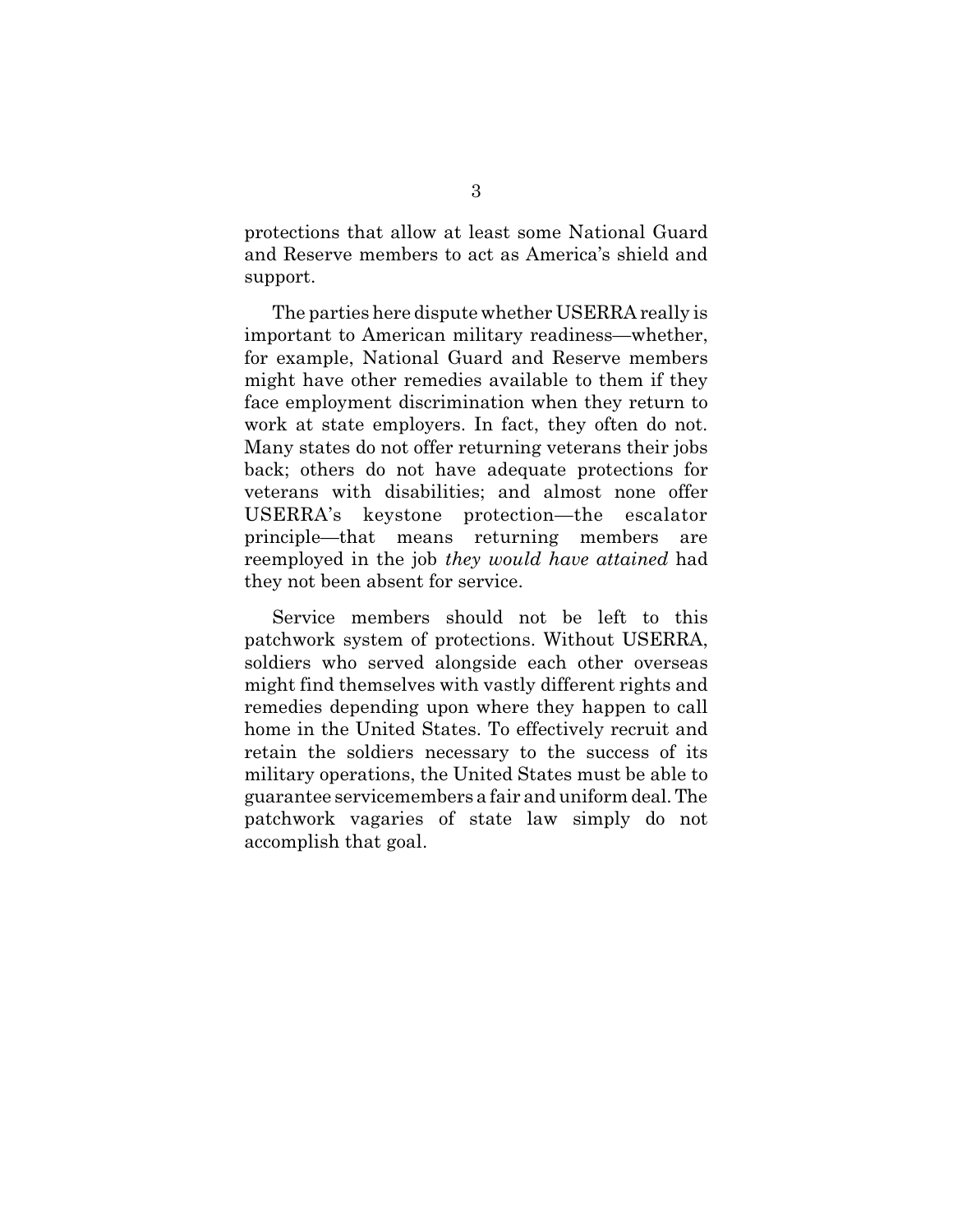protections that allow at least some National Guard and Reserve members to act as America's shield and support.

The parties here dispute whether USERRA really is important to American military readiness—whether, for example, National Guard and Reserve members might have other remedies available to them if they face employment discrimination when they return to work at state employers. In fact, they often do not. Many states do not offer returning veterans their jobs back; others do not have adequate protections for veterans with disabilities; and almost none offer USERRA's keystone protection—the escalator principle—that means returning members are reemployed in the job *they would have attained* had they not been absent for service.

Service members should not be left to this patchwork system of protections. Without USERRA, soldiers who served alongside each other overseas might find themselves with vastly different rights and remedies depending upon where they happen to call home in the United States. To effectively recruit and retain the soldiers necessary to the success of its military operations, the United States must be able to guarantee servicemembers a fair and uniform deal. The patchwork vagaries of state law simply do not accomplish that goal.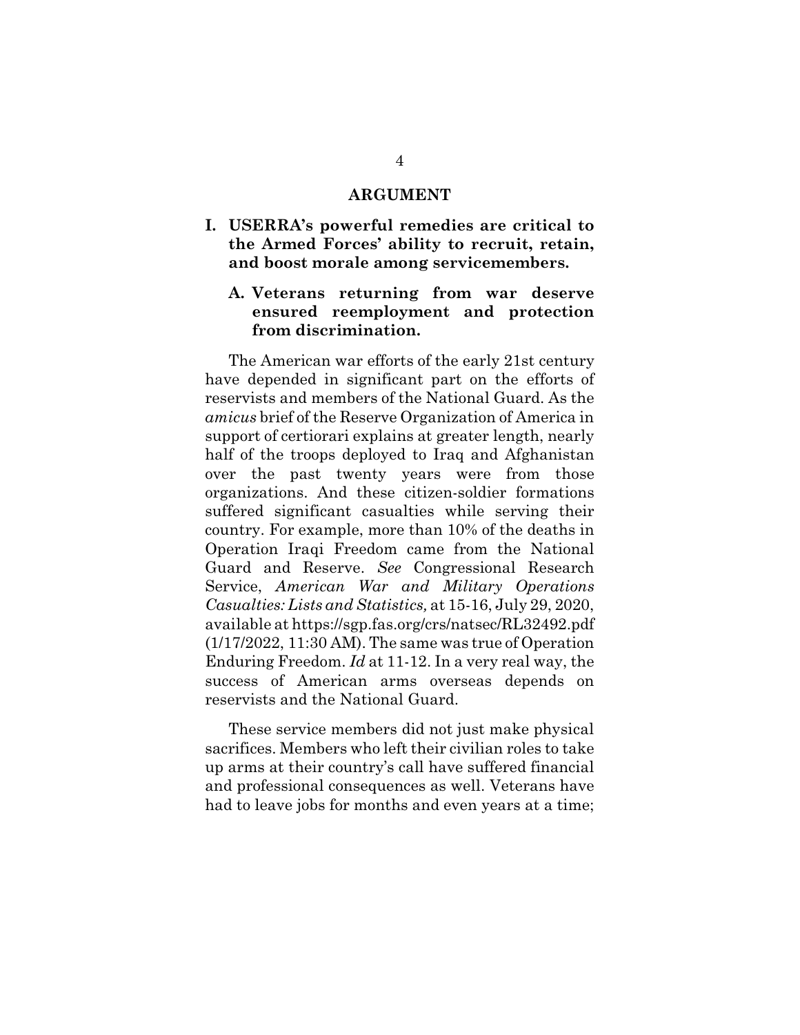# ARGUMENT

## I. USERRA's powerful remedies are critical to the Armed Forces' ability to recruit, retain, and boost morale among servicemembers.

### A. Veterans returning from war deserve ensured reemployment and protection from discrimination.

The American war efforts of the early 21st century have depended in significant part on the efforts of reservists and members of the National Guard. As the *amicus* brief of the Reserve Organization of America in support of certiorari explains at greater length, nearly half of the troops deployed to Iraq and Afghanistan over the past twenty years were from those organizations. And these citizen-soldier formations suffered significant casualties while serving their country. For example, more than 10% of the deaths in Operation Iraqi Freedom came from the National Guard and Reserve. *See* Congressional Research Service, *American War and Military Operations Casualties: Lists and Statistics,* at 15-16, July 29, 2020, available at https://sgp.fas.org/crs/natsec/RL32492.pdf (1/17/2022, 11:30 AM). The same was true of Operation Enduring Freedom. *Id* at 11-12. In a very real way, the success of American arms overseas depends on reservists and the National Guard.

These service members did not just make physical sacrifices. Members who left their civilian roles to take up arms at their country's call have suffered financial and professional consequences as well. Veterans have had to leave jobs for months and even years at a time;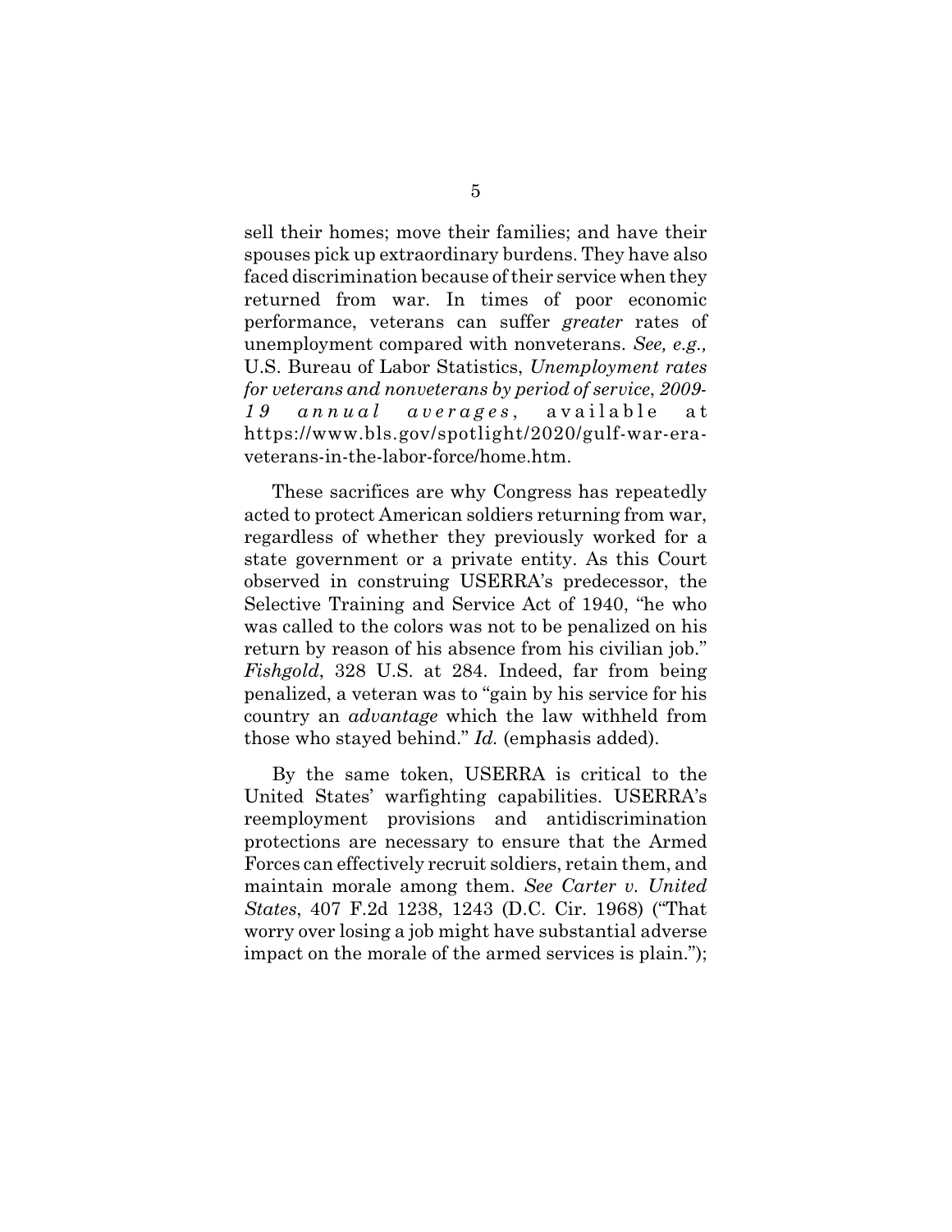sell their homes; move their families; and have their spouses pick up extraordinary burdens. They have also faced discrimination because of their service when they returned from war. In times of poor economic performance, veterans can suffer *greater* rates of unemployment compared with nonveterans. *See, e.g.,* U.S. Bureau of Labor Statistics, *Unemployment rates for veterans and nonveterans by period of service, 2009-19 annual averages*, available at https://www.bls.gov/spotlight/2020/gulf-war-era-veterans-in-the-labor-force/home.htm.

These sacrifices are why Congress has repeatedly acted to protect American soldiers returning from war, regardless of whether they previously worked for a state government or a private entity. As this Court observed in construing USERRA's predecessor, the Selective Training and Service Act of 1940, "he who was called to the colors was not to be penalized on his return by reason of his absence from his civilian job." *Fishgold*, 328 U.S. at 284. Indeed, far from being penalized, a veteran was to "gain by his service for his country an *advantage* which the law withheld from those who stayed behind." *Id.* (emphasis added).

By the same token, USERRA is critical to the United States' warfighting capabilities. USERRA's reemployment provisions and antidiscrimination protections are necessary to ensure that the Armed Forces can effectively recruit soldiers, retain them, and maintain morale among them. *See Carter v. United States*, 407 F.2d 1238, 1243 (D.C. Cir. 1968) ("That worry over losing a job might have substantial adverse impact on the morale of the armed services is plain.");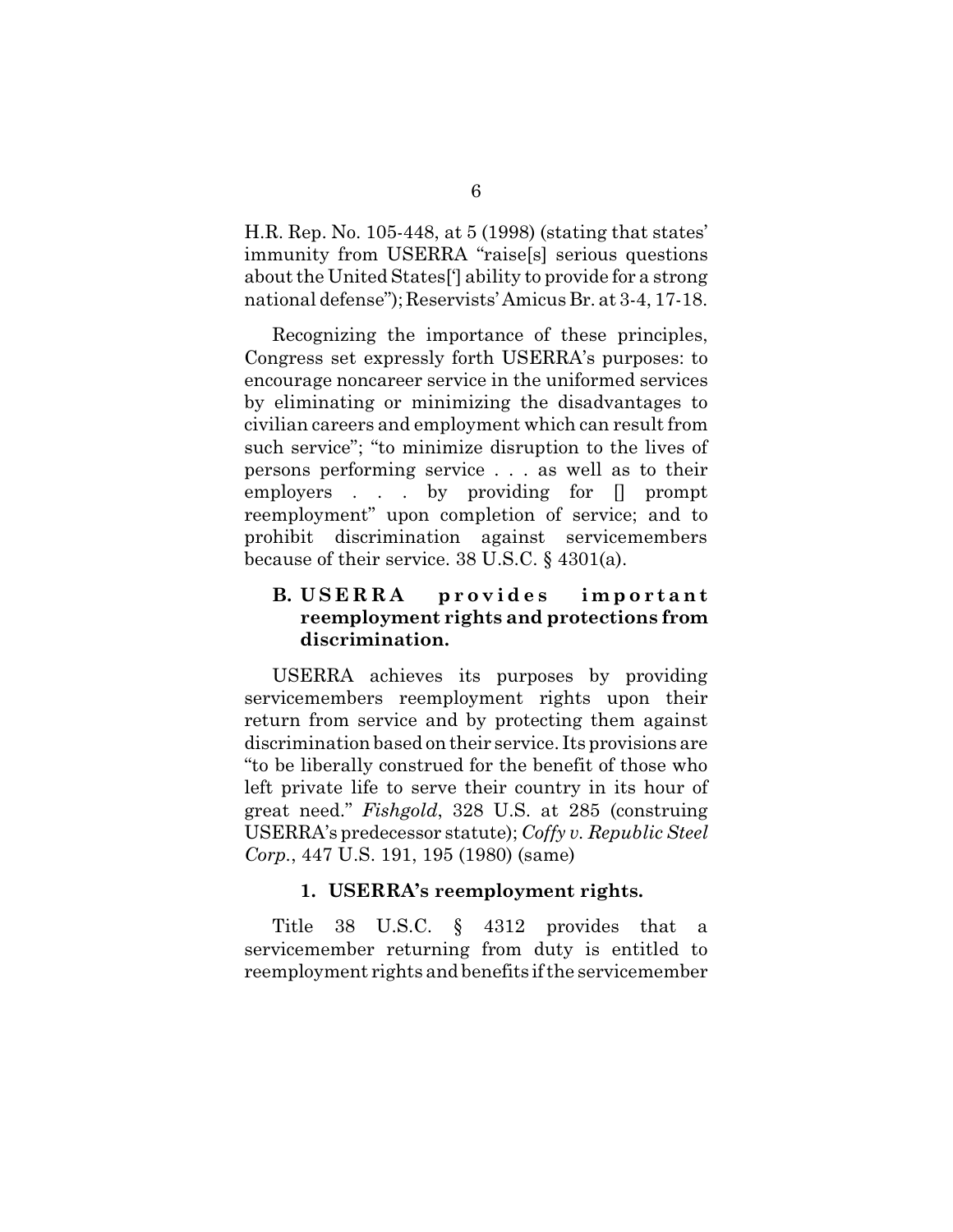H.R. Rep. No. 105-448, at 5 (1998) (stating that states' immunity from USERRA "raise[s] serious questions about the United States['] ability to provide for a strong national defense"); Reservists' Amicus Br. at 3-4, 17-18.

Recognizing the importance of these principles, Congress set expressly forth USERRA's purposes: to encourage noncareer service in the uniformed services by eliminating or minimizing the disadvantages to civilian careers and employment which can result from such service"; "to minimize disruption to the lives of persons performing service . . . as well as to their employers . . . by providing for [] prompt reemployment" upon completion of service; and to prohibit discrimination against servicemembers because of their service. 38 U.S.C. § 4301(a).

### B. USERRA provides important reemployment rights and protections from discrimination.

USERRA achieves its purposes by providing servicemembers reemployment rights upon their return from service and by protecting them against discrimination based on their service. Its provisions are "to be liberally construed for the benefit of those who left private life to serve their country in its hour of great need." *Fishgold*, 328 U.S. at 285 (construing USERRA's predecessor statute); *Coffy v. Republic Steel Corp.*, 447 U.S. 191, 195 (1980) (same)

#### 1. USERRA's reemployment rights.

Title 38 U.S.C. § 4312 provides that a servicemember returning from duty is entitled to reemployment rights and benefits if the servicemember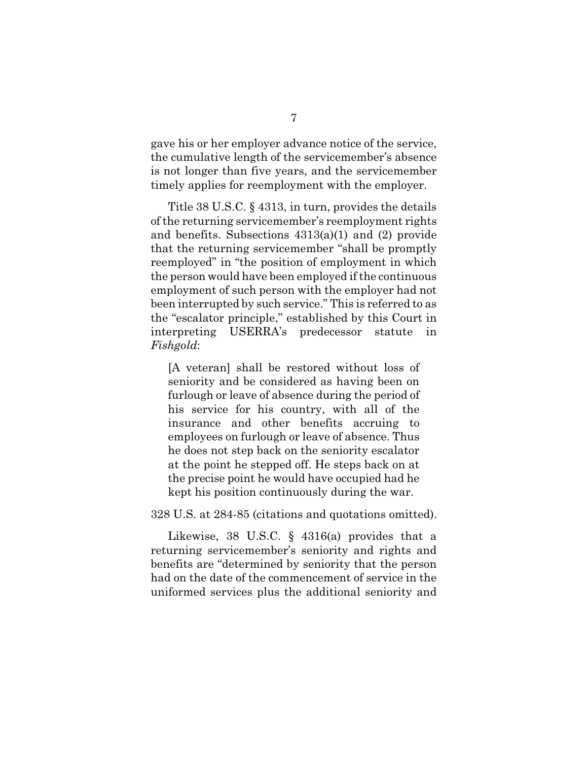gave his or her employer advance notice of the service, the cumulative length of the servicemember's absence is not longer than five years, and the servicemember timely applies for reemployment with the employer.

Title 38 U.S.C. § 4313, in turn, provides the details of the returning servicemember's reemployment rights and benefits. Subsections 4313(a)(1) and (2) provide that the returning servicemember "shall be promptly reemployed" in "the position of employment in which the person would have been employed if the continuous employment of such person with the employer had not been interrupted by such service." This is referred to as the "escalator principle," established by this Court in interpreting USERRA's predecessor statute in *Fishgold*:

> [A veteran] shall be restored without loss of seniority and be considered as having been on furlough or leave of absence during the period of his service for his country, with all of the insurance and other benefits accruing to employees on furlough or leave of absence. Thus he does not step back on the seniority escalator at the point he stepped off. He steps back on at the precise point he would have occupied had he kept his position continuously during the war.

328 U.S. at 284-85 (citations and quotations omitted).

Likewise, 38 U.S.C. § 4316(a) provides that a returning servicemember's seniority and rights and benefits are "determined by seniority that the person had on the date of the commencement of service in the uniformed services plus the additional seniority and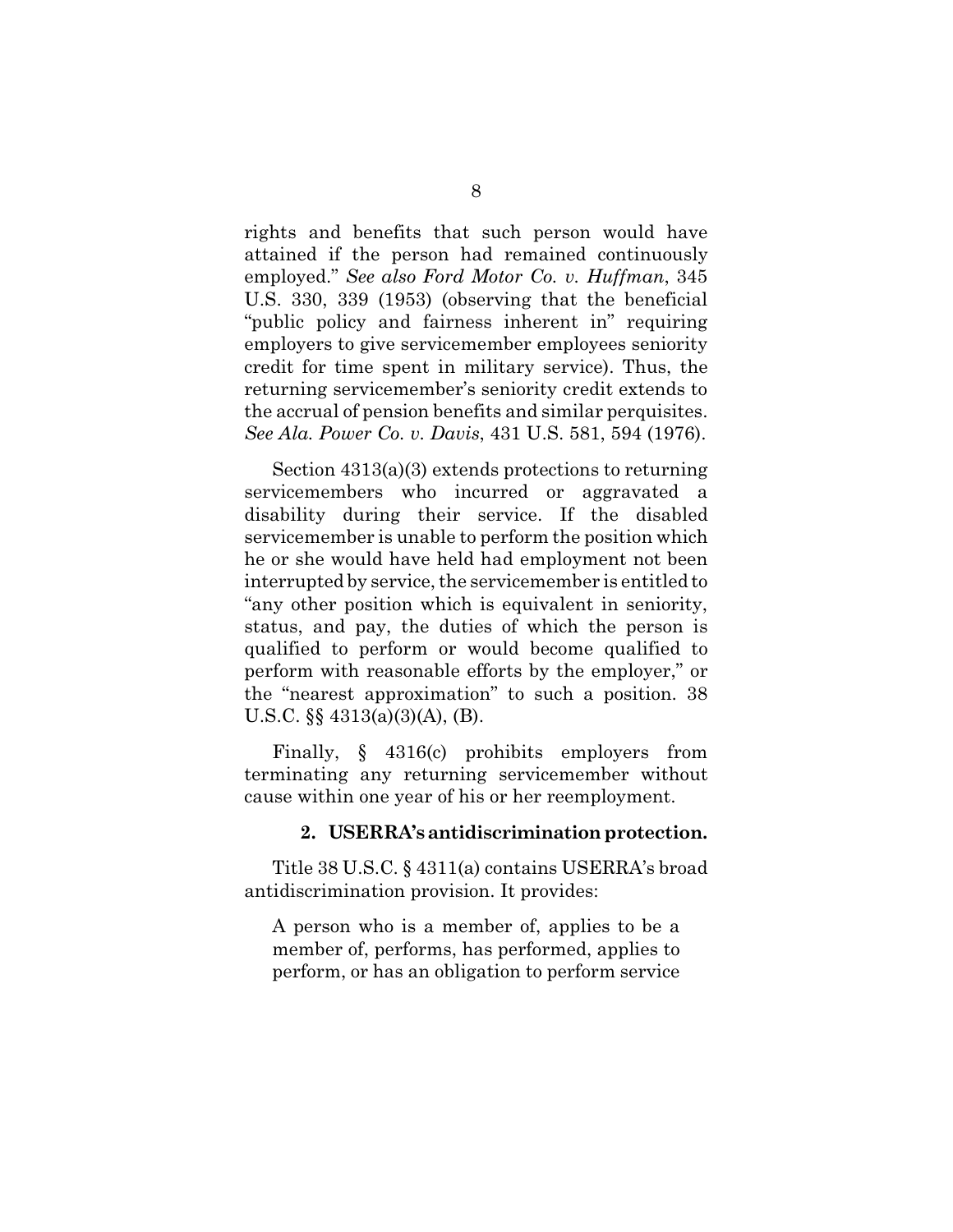rights and benefits that such person would have attained if the person had remained continuously employed." *See also Ford Motor Co. v. Huffman*, 345 U.S. 330, 339 (1953) (observing that the beneficial "public policy and fairness inherent in" requiring employers to give servicemember employees seniority credit for time spent in military service). Thus, the returning servicemember's seniority credit extends to the accrual of pension benefits and similar perquisites. *See Ala. Power Co. v. Davis*, 431 U.S. 581, 594 (1976).

Section 4313(a)(3) extends protections to returning servicemembers who incurred or aggravated a disability during their service. If the disabled servicemember is unable to perform the position which he or she would have held had employment not been interrupted by service, the servicemember is entitled to "any other position which is equivalent in seniority, status, and pay, the duties of which the person is qualified to perform or would become qualified to perform with reasonable efforts by the employer," or the "nearest approximation" to such a position. 38 U.S.C. §§ 4313(a)(3)(A), (B).

Finally, § 4316(c) prohibits employers from terminating any returning servicemember without cause within one year of his or her reemployment.

#### 2. USERRA's antidiscrimination protection.

Title 38 U.S.C. § 4311(a) contains USERRA's broad antidiscrimination provision. It provides:

> A person who is a member of, applies to be a member of, performs, has performed, applies to perform, or has an obligation to perform service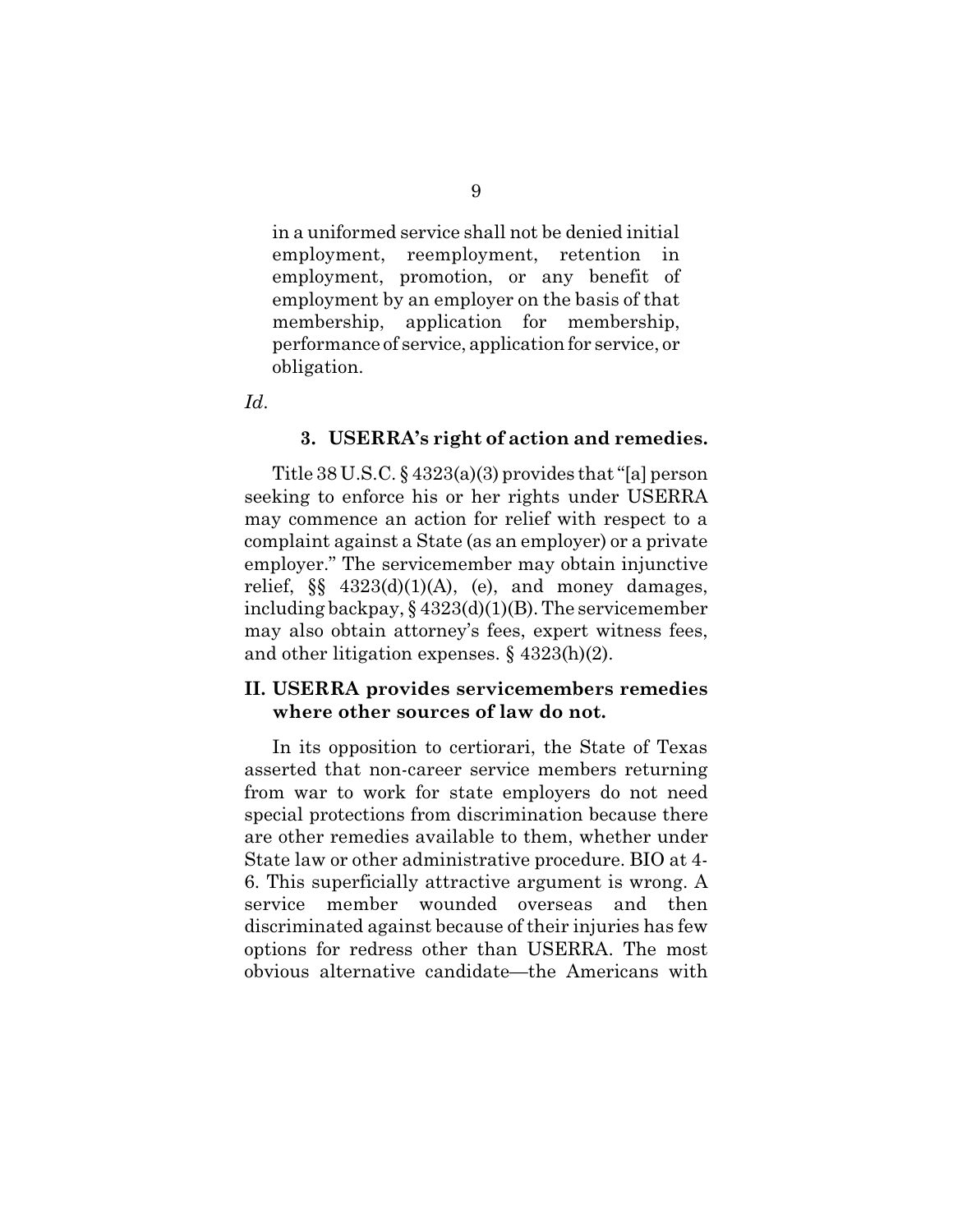> in a uniformed service shall not be denied initial employment, reemployment, retention in employment, promotion, or any benefit of employment by an employer on the basis of that membership, application for membership, performance of service, application for service, or obligation.

*Id.*

### 3. USERRA's right of action and remedies.

Title 38 U.S.C. § 4323(a)(3) provides that "[a] person seeking to enforce his or her rights under USERRA may commence an action for relief with respect to a complaint against a State (as an employer) or a private employer." The servicemember may obtain injunctive relief, §§ 4323(d)(1)(A), (e), and money damages, including backpay, § 4323(d)(1)(B). The servicemember may also obtain attorney's fees, expert witness fees, and other litigation expenses. § 4323(h)(2).

## II. USERRA provides servicemembers remedies where other sources of law do not.

In its opposition to certiorari, the State of Texas asserted that non-career service members returning from war to work for state employers do not need special protections from discrimination because there are other remedies available to them, whether under State law or other administrative procedure. BIO at 4-6. This superficially attractive argument is wrong. A service member wounded overseas and then discriminated against because of their injuries has few options for redress other than USERRA. The most obvious alternative candidate—the Americans with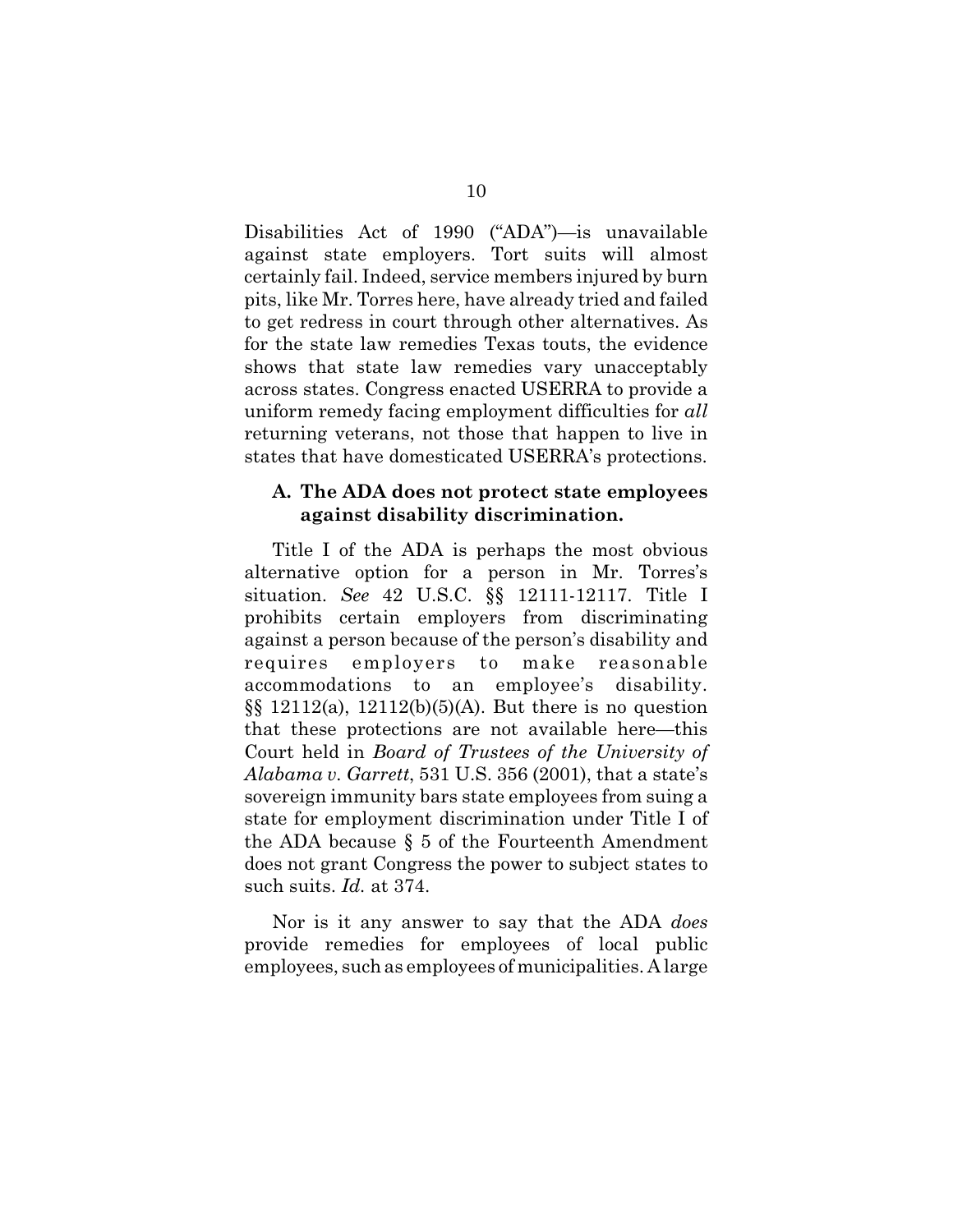Disabilities Act of 1990 ("ADA")—is unavailable against state employers. Tort suits will almost certainly fail. Indeed, service members injured by burn pits, like Mr. Torres here, have already tried and failed to get redress in court through other alternatives. As for the state law remedies Texas touts, the evidence shows that state law remedies vary unacceptably across states. Congress enacted USERRA to provide a uniform remedy facing employment difficulties for *all* returning veterans, not those that happen to live in states that have domesticated USERRA's protections.

### A. The ADA does not protect state employees against disability discrimination.

Title I of the ADA is perhaps the most obvious alternative option for a person in Mr. Torres's situation. *See* 42 U.S.C. §§ 12111-12117. Title I prohibits certain employers from discriminating against a person because of the person's disability and requires employers to make reasonable accommodations to an employee's disability. §§ 12112(a), 12112(b)(5)(A). But there is no question that these protections are not available here—this Court held in *Board of Trustees of the University of Alabama v. Garrett*, 531 U.S. 356 (2001), that a state's sovereign immunity bars state employees from suing a state for employment discrimination under Title I of the ADA because § 5 of the Fourteenth Amendment does not grant Congress the power to subject states to such suits. *Id.* at 374.

Nor is it any answer to say that the ADA *does* provide remedies for employees of local public employees, such as employees of municipalities. A large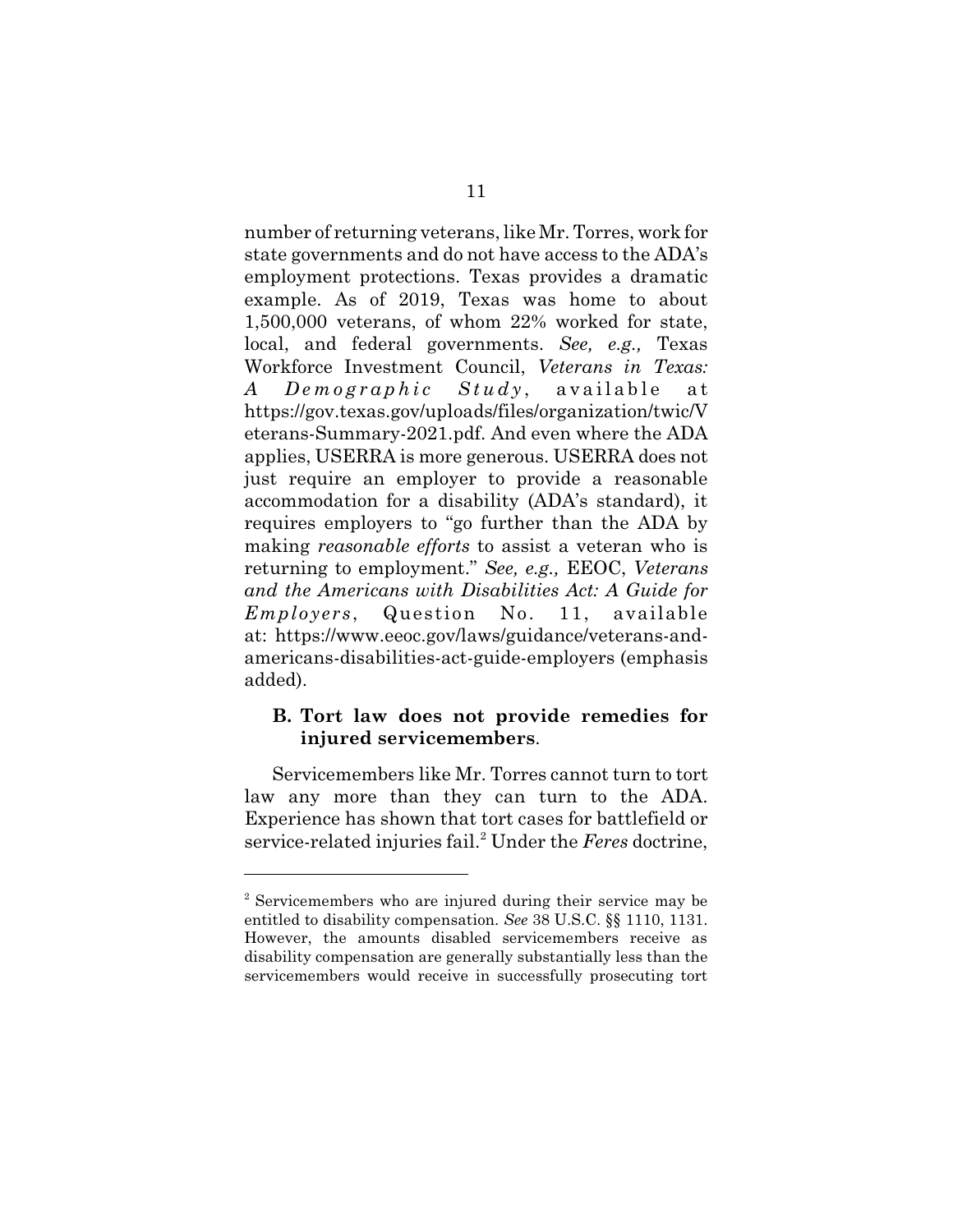number of returning veterans, like Mr. Torres, work for state governments and do not have access to the ADA's employment protections. Texas provides a dramatic example. As of 2019, Texas was home to about 1,500,000 veterans, of whom 22% worked for state, local, and federal governments. *See, e.g.,* Texas Workforce Investment Council, *Veterans in Texas: A Demographic Study*, available at https://gov.texas.gov/uploads/files/organization/twic/Veterans-Summary-2021.pdf. And even where the ADA applies, USERRA is more generous. USERRA does not just require an employer to provide a reasonable accommodation for a disability (ADA's standard), it requires employers to "go further than the ADA by making *reasonable efforts* to assist a veteran who is returning to employment." *See, e.g.,* EEOC, *Veterans and the Americans with Disabilities Act: A Guide for Employers*, Question No. 11, available at: https://www.eeoc.gov/laws/guidance/veterans-and-americans-disabilities-act-guide-employers (emphasis added).

### B. Tort law does not provide remedies for injured servicemembers.

Servicemembers like Mr. Torres cannot turn to tort law any more than they can turn to the ADA. Experience has shown that tort cases for battlefield or service-related injuries fail.[2] Under the *Feres* doctrine,

---

[2] Servicemembers who are injured during their service may be entitled to disability compensation. *See* 38 U.S.C. §§ 1110, 1131. However, the amounts disabled servicemembers receive as disability compensation are generally substantially less than the servicemembers would receive in successfully prosecuting tort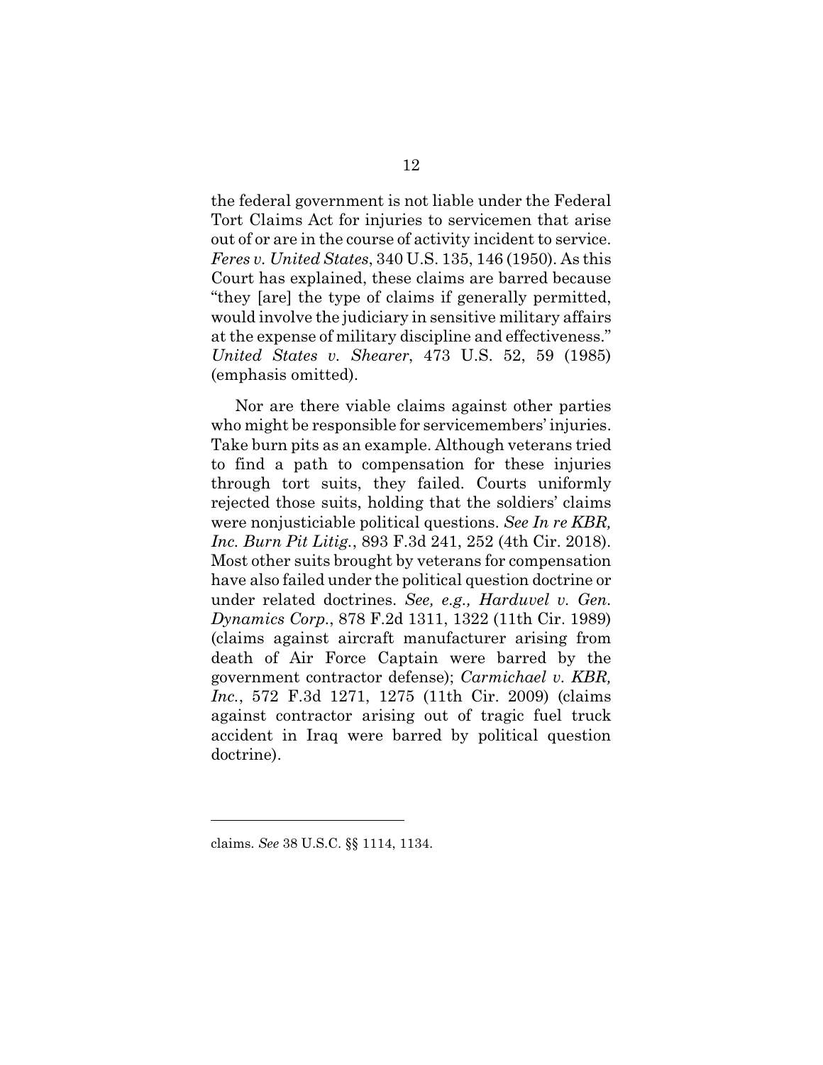the federal government is not liable under the Federal Tort Claims Act for injuries to servicemen that arise out of or are in the course of activity incident to service. *Feres v. United States*, 340 U.S. 135, 146 (1950). As this Court has explained, these claims are barred because "they [are] the type of claims if generally permitted, would involve the judiciary in sensitive military affairs at the expense of military discipline and effectiveness." *United States v. Shearer*, 473 U.S. 52, 59 (1985) (emphasis omitted).

Nor are there viable claims against other parties who might be responsible for servicemembers' injuries. Take burn pits as an example. Although veterans tried to find a path to compensation for these injuries through tort suits, they failed. Courts uniformly rejected those suits, holding that the soldiers' claims were nonjusticiable political questions. *See In re KBR, Inc. Burn Pit Litig.*, 893 F.3d 241, 252 (4th Cir. 2018). Most other suits brought by veterans for compensation have also failed under the political question doctrine or under related doctrines. *See, e.g., Harduvel v. Gen. Dynamics Corp.*, 878 F.2d 1311, 1322 (11th Cir. 1989) (claims against aircraft manufacturer arising from death of Air Force Captain were barred by the government contractor defense); *Carmichael v. KBR, Inc.*, 572 F.3d 1271, 1275 (11th Cir. 2009) (claims against contractor arising out of tragic fuel truck accident in Iraq were barred by political question doctrine).

---

claims. *See* 38 U.S.C. §§ 1114, 1134.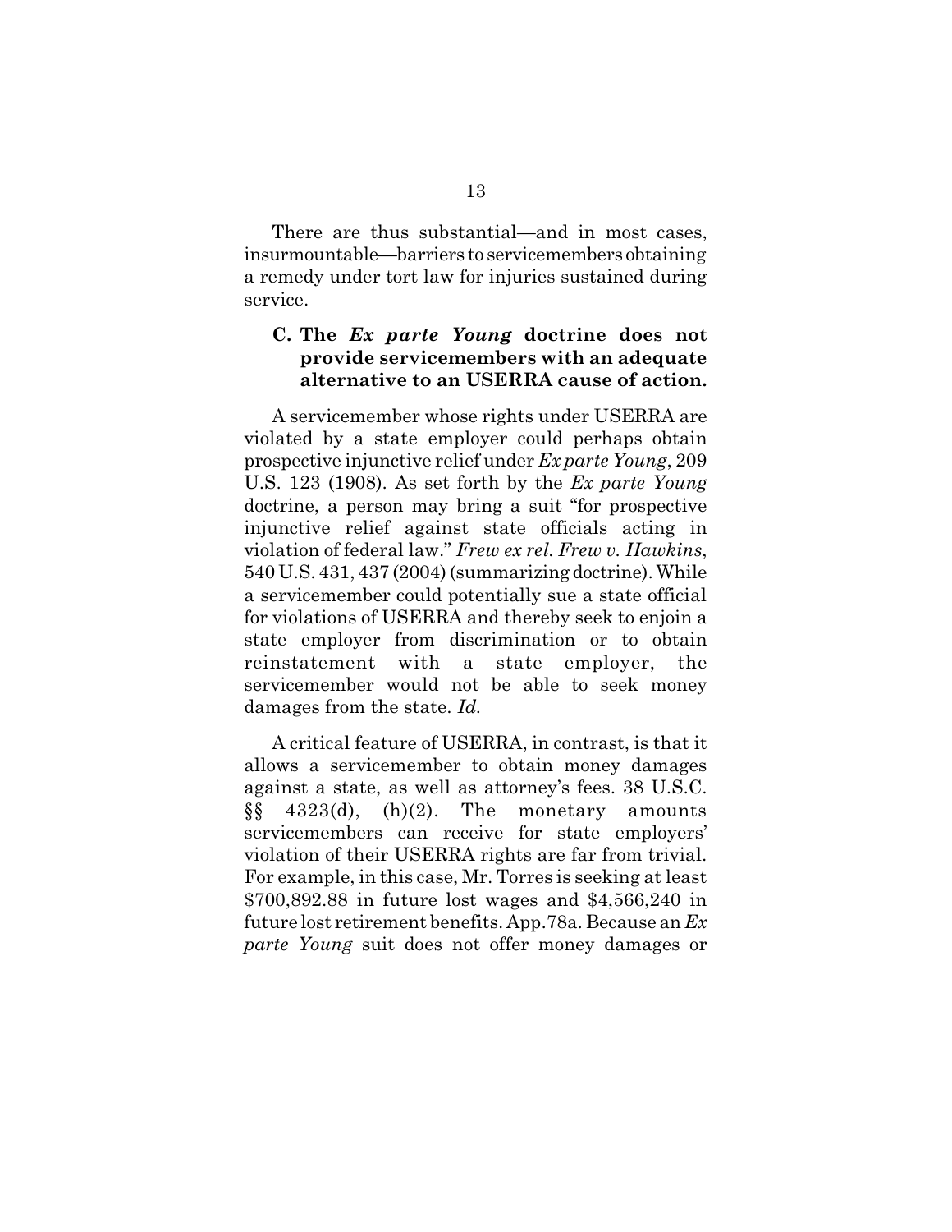There are thus substantial—and in most cases, insurmountable—barriers to servicemembers obtaining a remedy under tort law for injuries sustained during service.

### C. The *Ex parte Young* doctrine does not provide servicemembers with an adequate alternative to an USERRA cause of action.

A servicemember whose rights under USERRA are violated by a state employer could perhaps obtain prospective injunctive relief under *Ex parte Young*, 209 U.S. 123 (1908). As set forth by the *Ex parte Young* doctrine, a person may bring a suit "for prospective injunctive relief against state officials acting in violation of federal law." *Frew ex rel. Frew v. Hawkins*, 540 U.S. 431, 437 (2004) (summarizing doctrine). While a servicemember could potentially sue a state official for violations of USERRA and thereby seek to enjoin a state employer from discrimination or to obtain reinstatement with a state employer, the servicemember would not be able to seek money damages from the state. *Id.*

A critical feature of USERRA, in contrast, is that it allows a servicemember to obtain money damages against a state, as well as attorney's fees. 38 U.S.C. §§ 4323(d), (h)(2). The monetary amounts servicemembers can receive for state employers' violation of their USERRA rights are far from trivial. For example, in this case, Mr. Torres is seeking at least $700,892.88 in future lost wages and $4,566,240 in future lost retirement benefits. App.78a. Because an *Ex parte Young* suit does not offer money damages or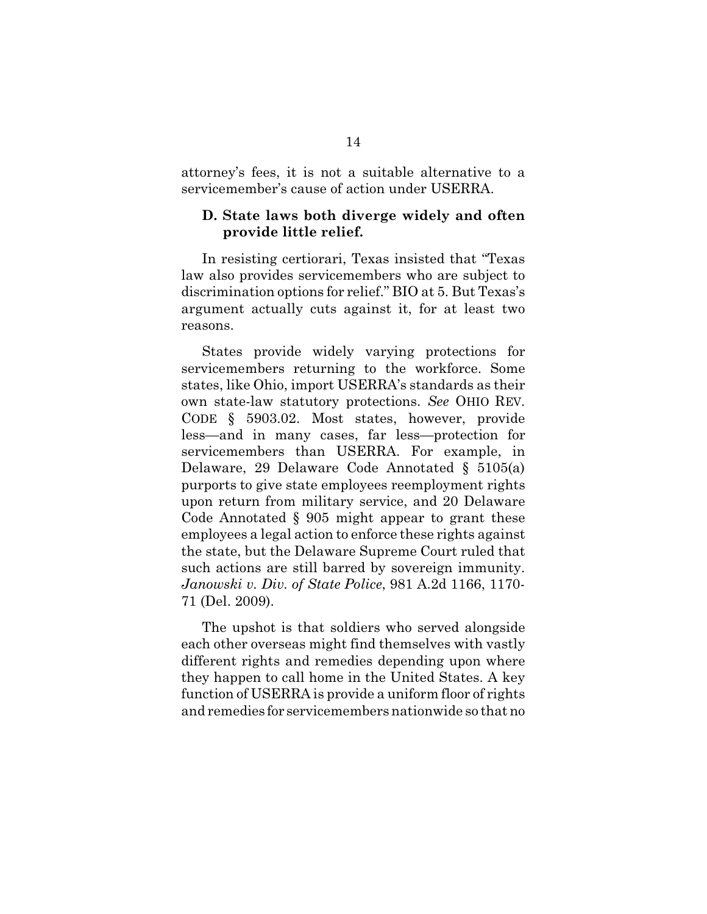attorney's fees, it is not a suitable alternative to a servicemember's cause of action under USERRA.

### D. State laws both diverge widely and often provide little relief.

In resisting certiorari, Texas insisted that "Texas law also provides servicemembers who are subject to discrimination options for relief." BIO at 5. But Texas's argument actually cuts against it, for at least two reasons.

States provide widely varying protections for servicemembers returning to the workforce. Some states, like Ohio, import USERRA's standards as their own state-law statutory protections. *See* OHIO REV. CODE § 5903.02. Most states, however, provide less—and in many cases, far less—protection for servicemembers than USERRA. For example, in Delaware, 29 Delaware Code Annotated § 5105(a) purports to give state employees reemployment rights upon return from military service, and 20 Delaware Code Annotated § 905 might appear to grant these employees a legal action to enforce these rights against the state, but the Delaware Supreme Court ruled that such actions are still barred by sovereign immunity. *Janowski v. Div. of State Police*, 981 A.2d 1166, 1170-71 (Del. 2009).

The upshot is that soldiers who served alongside each other overseas might find themselves with vastly different rights and remedies depending upon where they happen to call home in the United States. A key function of USERRA is provide a uniform floor of rights and remedies for servicemembers nationwide so that no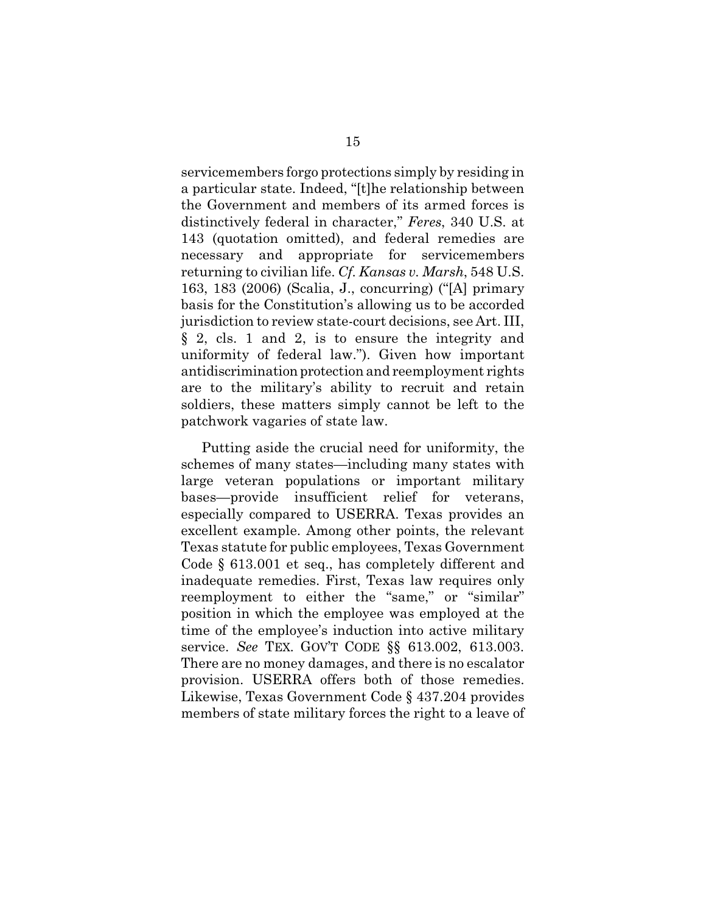servicemembers forgo protections simply by residing in a particular state. Indeed, "[t]he relationship between the Government and members of its armed forces is distinctively federal in character," *Feres*, 340 U.S. at 143 (quotation omitted), and federal remedies are necessary and appropriate for servicemembers returning to civilian life. *Cf. Kansas v. Marsh*, 548 U.S. 163, 183 (2006) (Scalia, J., concurring) ("[A] primary basis for the Constitution's allowing us to be accorded jurisdiction to review state-court decisions, see Art. III, § 2, cls. 1 and 2, is to ensure the integrity and uniformity of federal law."). Given how important antidiscrimination protection and reemployment rights are to the military's ability to recruit and retain soldiers, these matters simply cannot be left to the patchwork vagaries of state law.

Putting aside the crucial need for uniformity, the schemes of many states—including many states with large veteran populations or important military bases—provide insufficient relief for veterans, especially compared to USERRA. Texas provides an excellent example. Among other points, the relevant Texas statute for public employees, Texas Government Code § 613.001 et seq., has completely different and inadequate remedies. First, Texas law requires only reemployment to either the "same," or "similar" position in which the employee was employed at the time of the employee's induction into active military service. *See* TEX. GOV'T CODE §§ 613.002, 613.003. There are no money damages, and there is no escalator provision. USERRA offers both of those remedies. Likewise, Texas Government Code § 437.204 provides members of state military forces the right to a leave of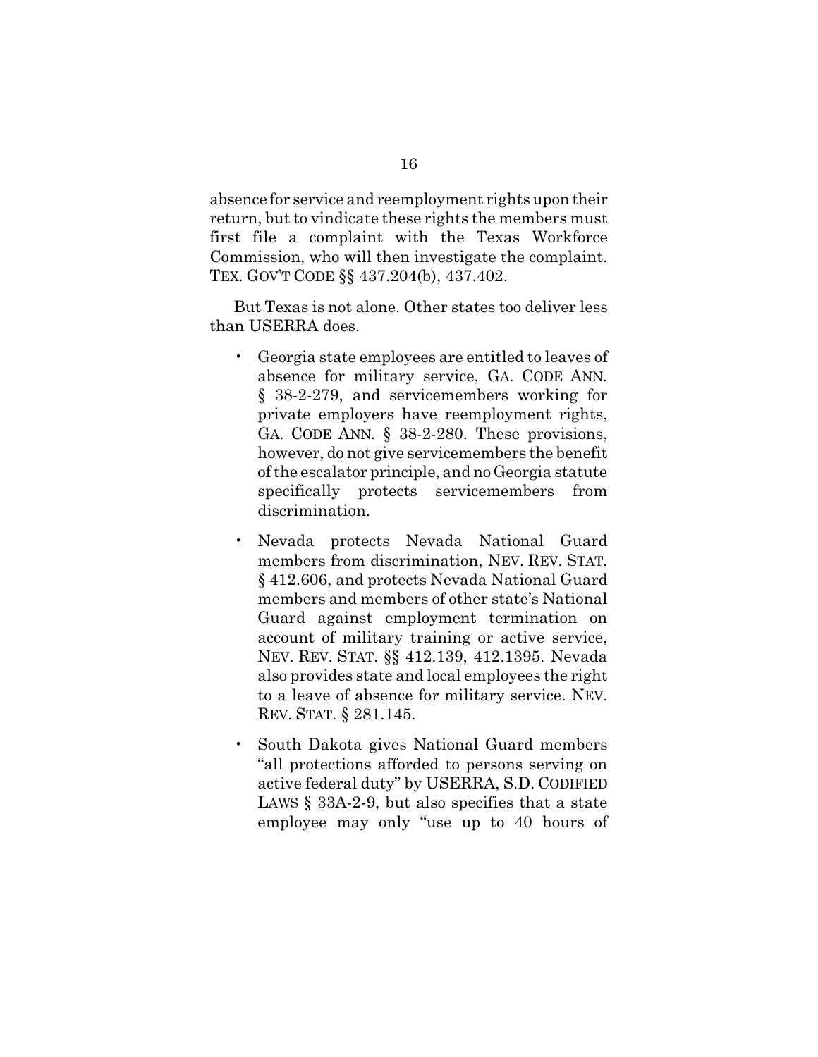absence for service and reemployment rights upon their return, but to vindicate these rights the members must first file a complaint with the Texas Workforce Commission, who will then investigate the complaint. TEX. GOV'T CODE §§ 437.204(b), 437.402.

But Texas is not alone. Other states too deliver less than USERRA does.

- Georgia state employees are entitled to leaves of absence for military service, GA. CODE ANN. § 38-2-279, and servicemembers working for private employers have reemployment rights, GA. CODE ANN. § 38-2-280. These provisions, however, do not give servicemembers the benefit of the escalator principle, and no Georgia statute specifically protects servicemembers from discrimination.
- Nevada protects Nevada National Guard members from discrimination, NEV. REV. STAT. § 412.606, and protects Nevada National Guard members and members of other state's National Guard against employment termination on account of military training or active service, NEV. REV. STAT. §§ 412.139, 412.1395. Nevada also provides state and local employees the right to a leave of absence for military service. NEV. REV. STAT. § 281.145.
- South Dakota gives National Guard members "all protections afforded to persons serving on active federal duty" by USERRA, S.D. CODIFIED LAWS § 33A-2-9, but also specifies that a state employee may only "use up to 40 hours of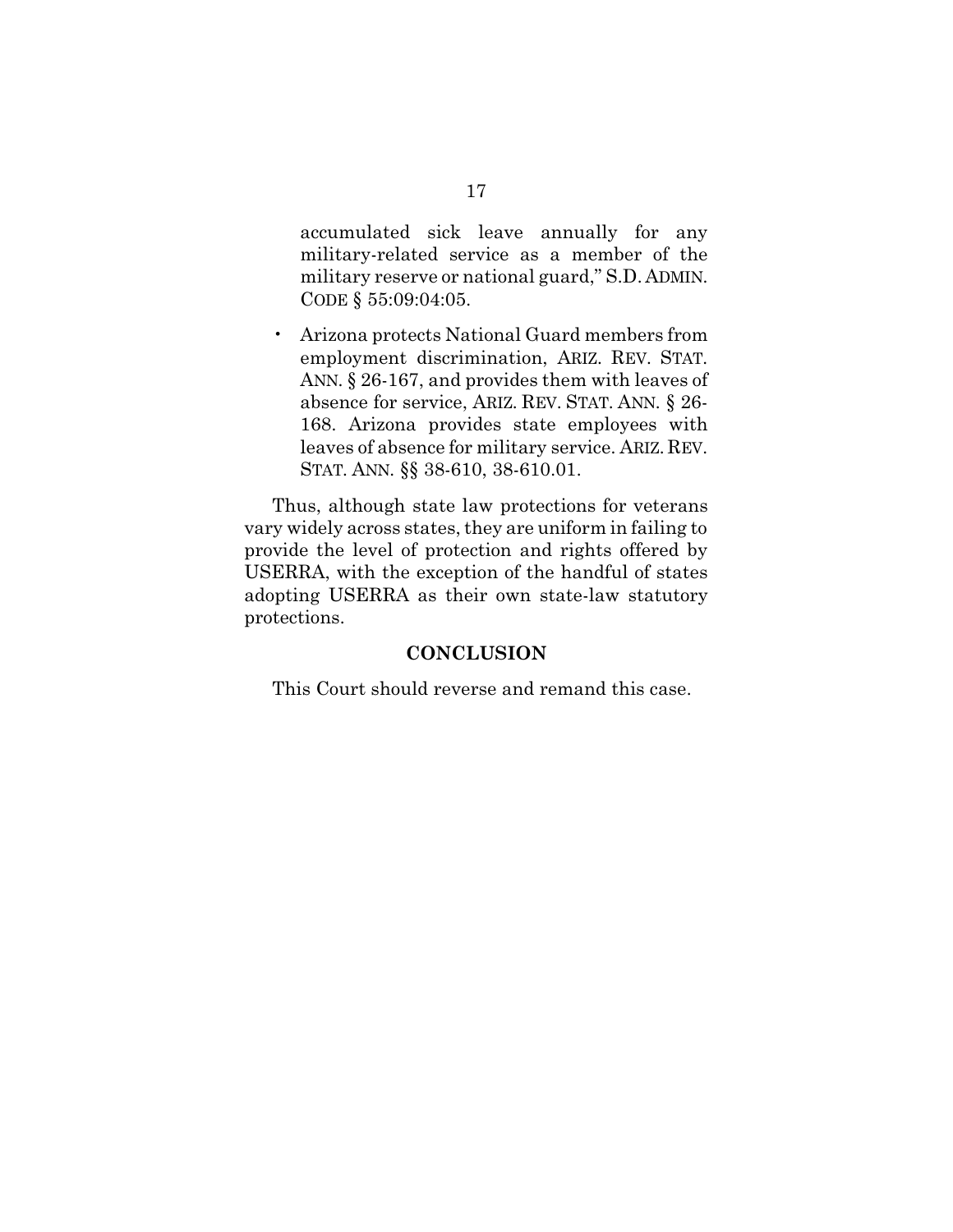accumulated sick leave annually for any military-related service as a member of the military reserve or national guard," S.D. ADMIN. CODE § 55:09:04:05.

- Arizona protects National Guard members from employment discrimination, ARIZ. REV. STAT. ANN. § 26-167, and provides them with leaves of absence for service, ARIZ. REV. STAT. ANN. § 26-168. Arizona provides state employees with leaves of absence for military service. ARIZ. REV. STAT. ANN. §§ 38-610, 38-610.01.

Thus, although state law protections for veterans vary widely across states, they are uniform in failing to provide the level of protection and rights offered by USERRA, with the exception of the handful of states adopting USERRA as their own state-law statutory protections.

## CONCLUSION

This Court should reverse and remand this case.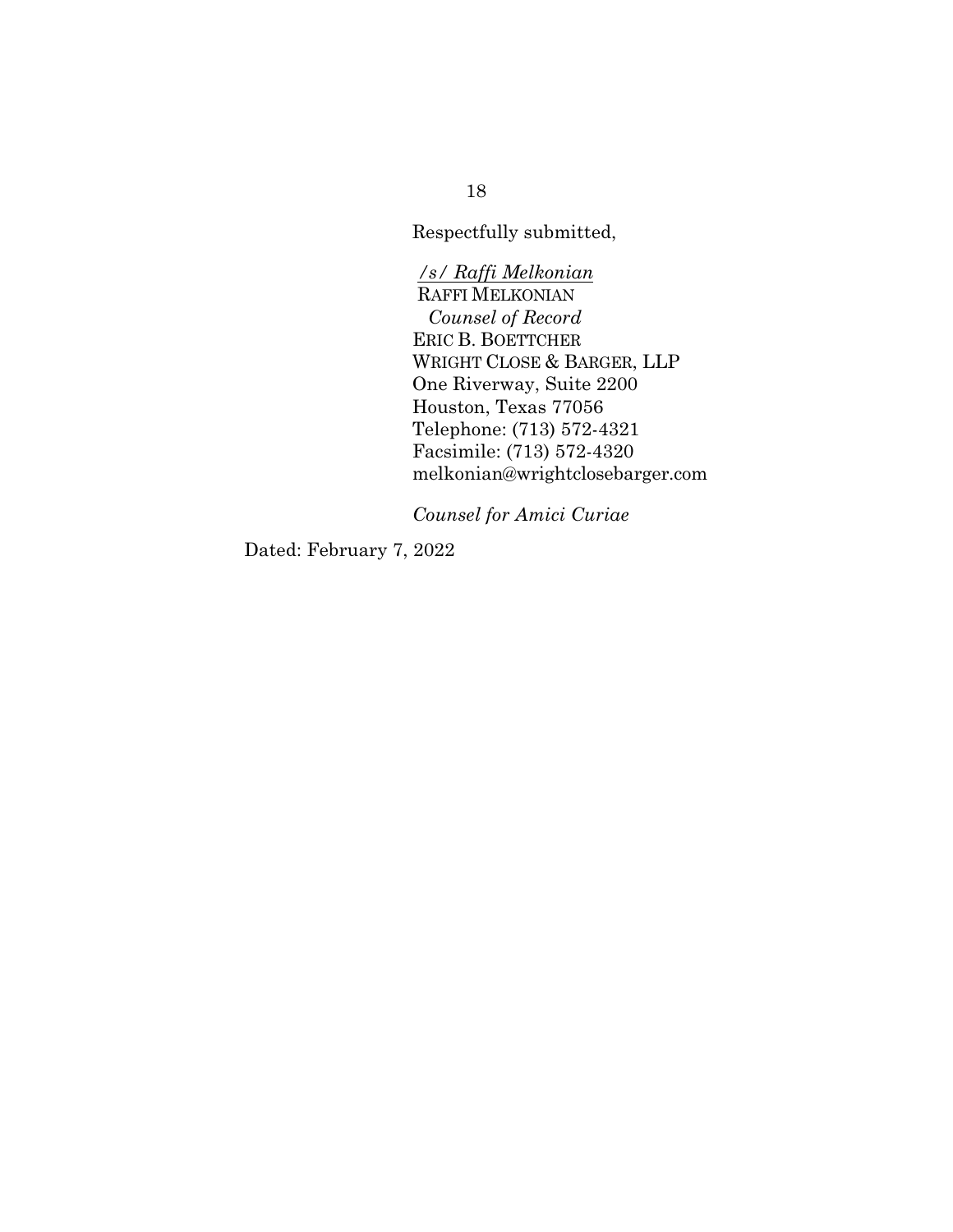Respectfully submitted,

*/s/ Raffi Melkonian*
RAFFI MELKONIAN
*Counsel of Record*
ERIC B. BOETTCHER
WRIGHT CLOSE & BARGER, LLP
One Riverway, Suite 2200
Houston, Texas 77056
Telephone: (713) 572-4321
Facsimile: (713) 572-4320
melkonian@wrightclosebarger.com

*Counsel for Amici Curiae*

Dated: February 7, 2022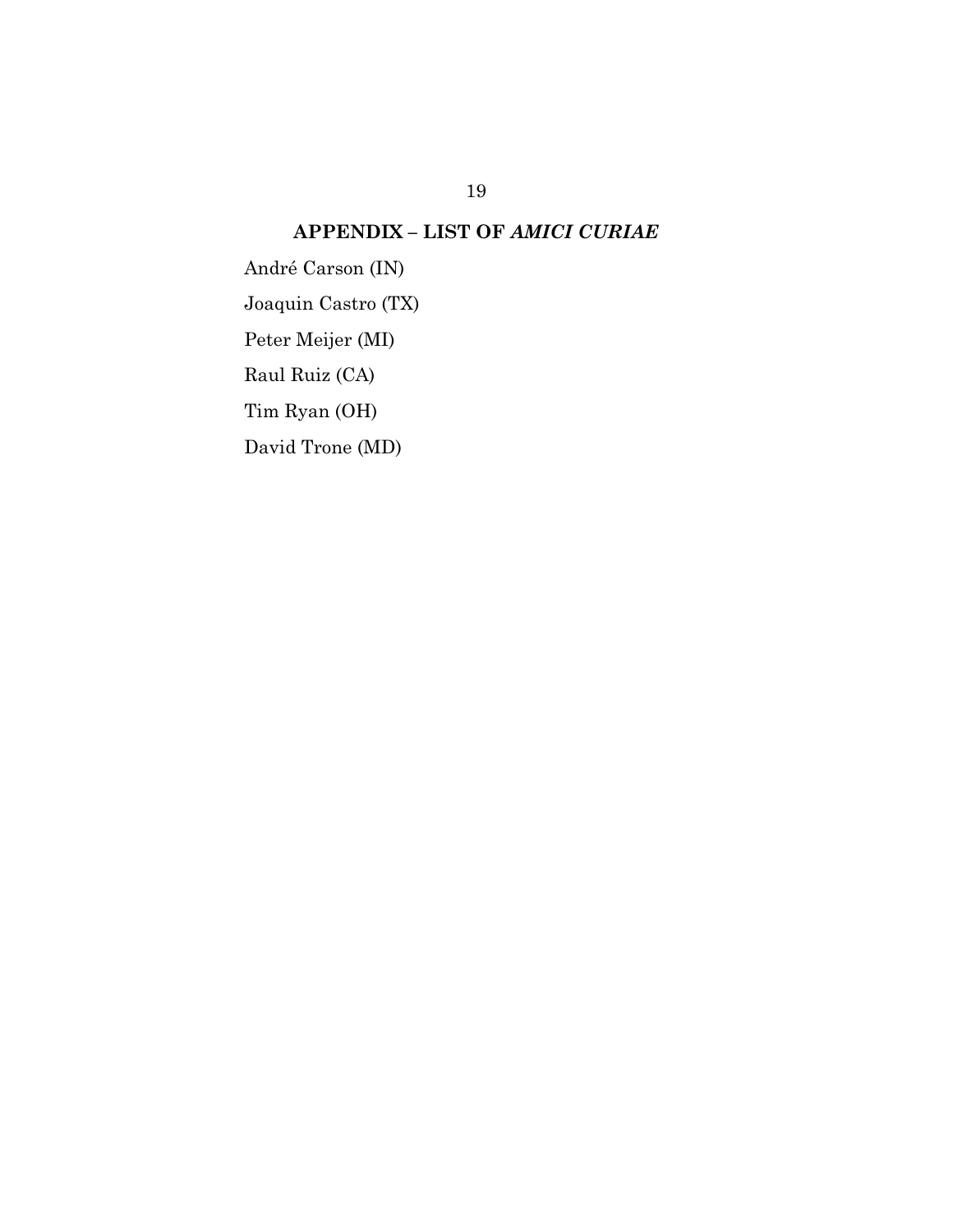## APPENDIX – LIST OF *AMICI CURIAE*

André Carson (IN)

Joaquin Castro (TX)

Peter Meijer (MI)

Raul Ruiz (CA)

Tim Ryan (OH)

David Trone (MD)